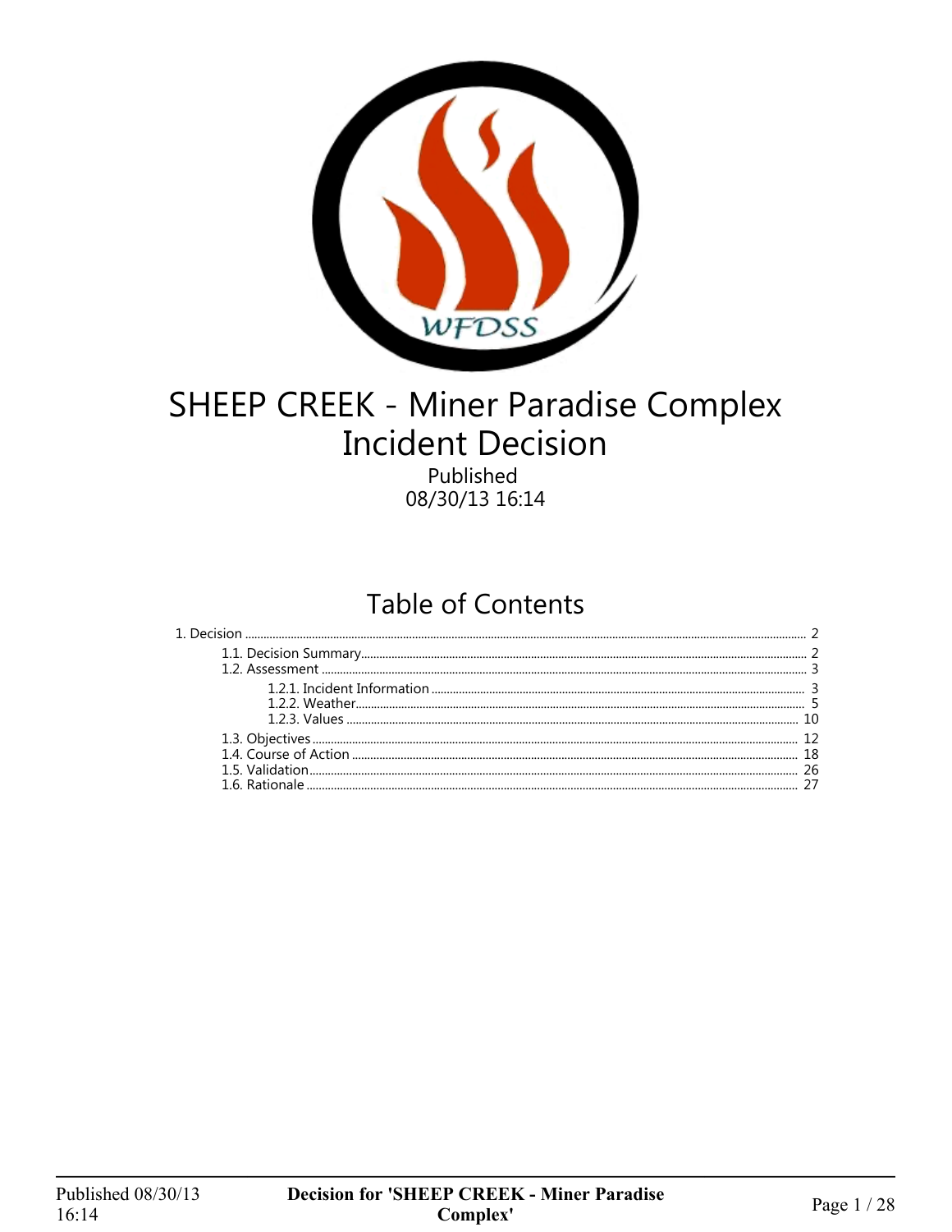# SHEEP CREEK - Miner Paradise Complex Incident Decision

Published
08/30/13 16:14

## Table of Contents

- 1. Decision ..... 2
  - 1.1. Decision Summary ..... 2
  - 1.2. Assessment ..... 3
    - 1.2.1. Incident Information ..... 3
    - 1.2.2. Weather ..... 5
    - 1.2.3. Values ..... 10
  - 1.3. Objectives ..... 12
  - 1.4. Course of Action ..... 18
  - 1.5. Validation ..... 26
  - 1.6. Rationale ..... 27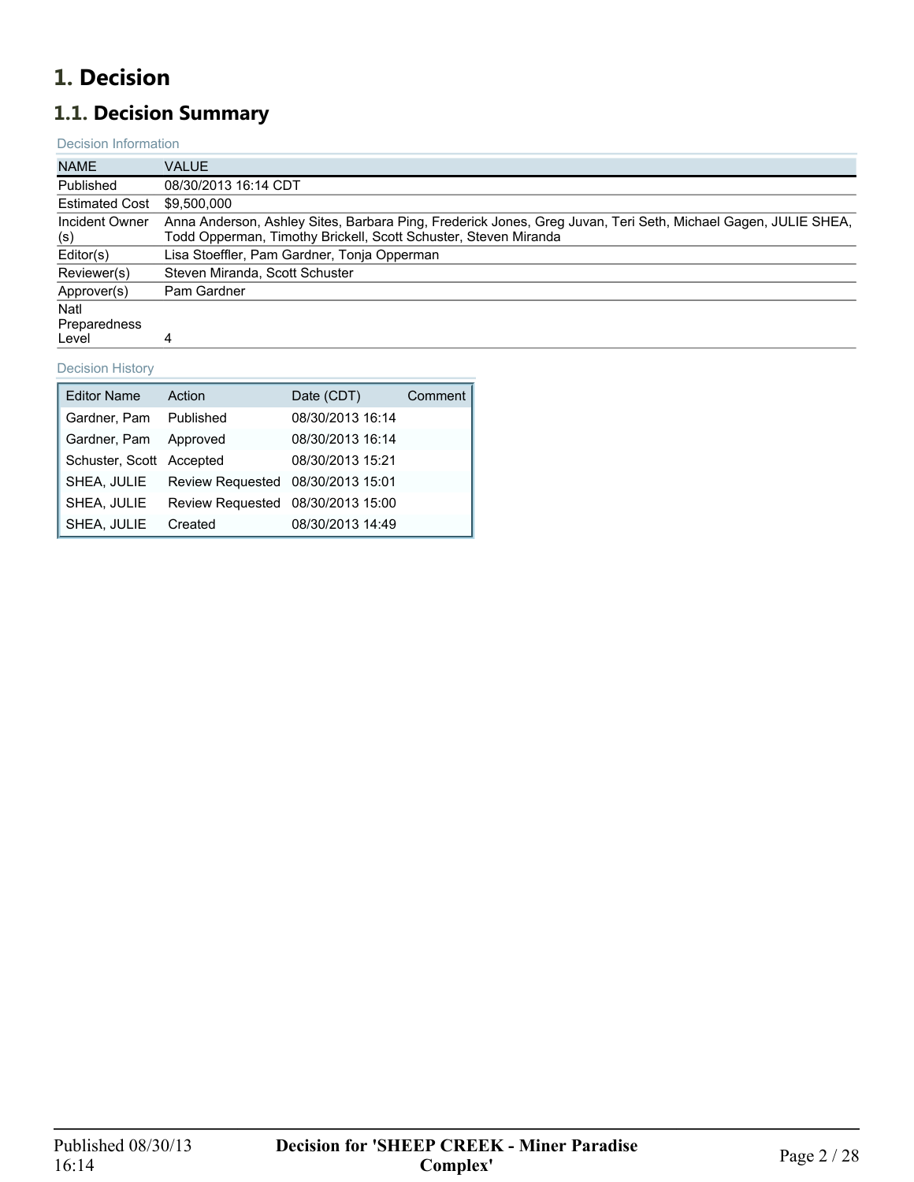# 1. Decision

## 1.1. Decision Summary

Decision Information

| NAME | VALUE |
|---|---|
| Published | 08/30/2013 16:14 CDT |
| Estimated Cost | $9,500,000 |
| Incident Owner (s) | Anna Anderson, Ashley Sites, Barbara Ping, Frederick Jones, Greg Juvan, Teri Seth, Michael Gagen, JULIE SHEA, Todd Opperman, Timothy Brickell, Scott Schuster, Steven Miranda |
| Editor(s) | Lisa Stoeffler, Pam Gardner, Tonja Opperman |
| Reviewer(s) | Steven Miranda, Scott Schuster |
| Approver(s) | Pam Gardner |
| Natl Preparedness Level | 4 |

Decision History

| Editor Name | Action | Date (CDT) | Comment |
|---|---|---|---|
| Gardner, Pam | Published | 08/30/2013 16:14 | |
| Gardner, Pam | Approved | 08/30/2013 16:14 | |
| Schuster, Scott | Accepted | 08/30/2013 15:21 | |
| SHEA, JULIE | Review Requested | 08/30/2013 15:01 | |
| SHEA, JULIE | Review Requested | 08/30/2013 15:00 | |
| SHEA, JULIE | Created | 08/30/2013 14:49 | |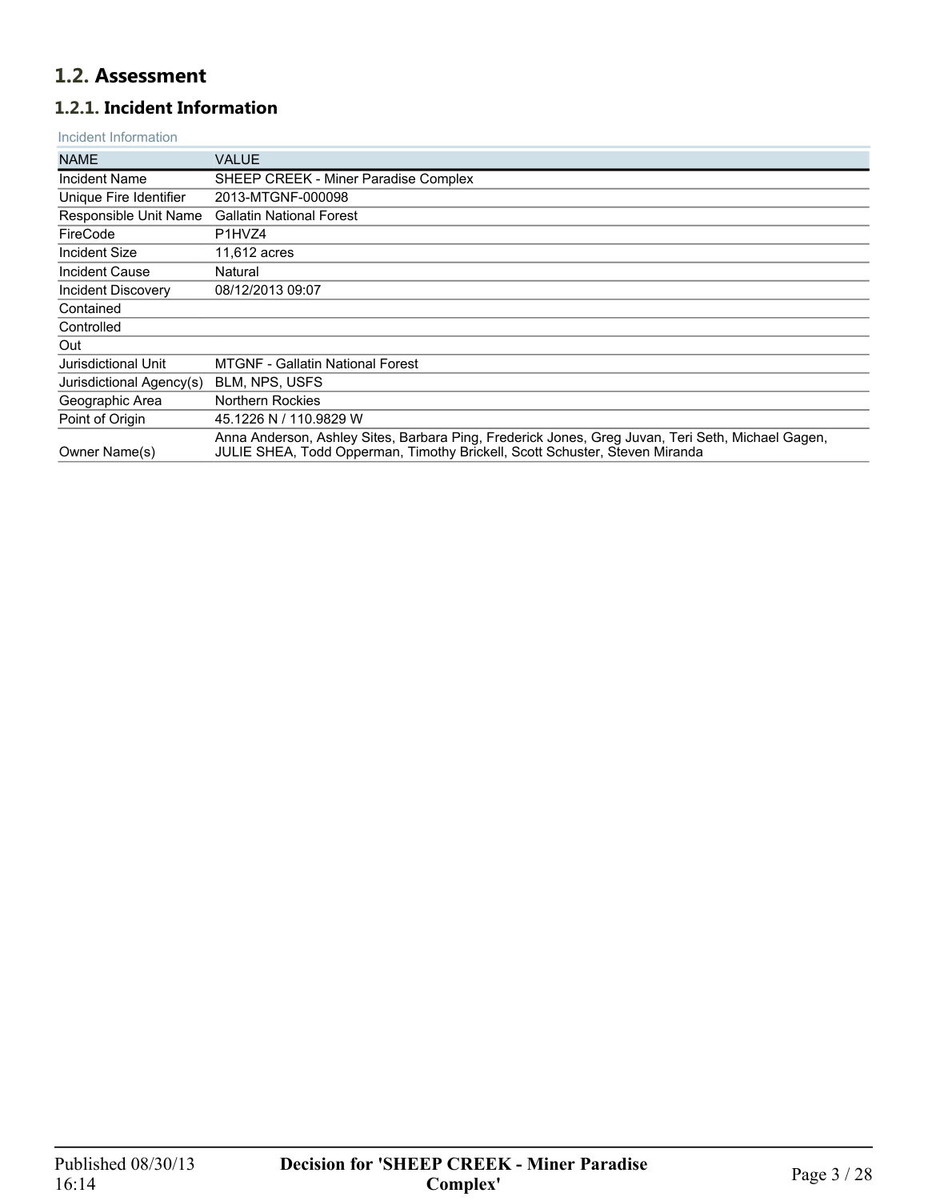## 1.2. Assessment

### 1.2.1. Incident Information

Incident Information

| NAME | VALUE |
|---|---|
| Incident Name | SHEEP CREEK - Miner Paradise Complex |
| Unique Fire Identifier | 2013-MTGNF-000098 |
| Responsible Unit Name | Gallatin National Forest |
| FireCode | P1HVZ4 |
| Incident Size | 11,612 acres |
| Incident Cause | Natural |
| Incident Discovery | 08/12/2013 09:07 |
| Contained | |
| Controlled | |
| Out | |
| Jurisdictional Unit | MTGNF - Gallatin National Forest |
| Jurisdictional Agency(s) | BLM, NPS, USFS |
| Geographic Area | Northern Rockies |
| Point of Origin | 45.1226 N / 110.9829 W |
| Owner Name(s) | Anna Anderson, Ashley Sites, Barbara Ping, Frederick Jones, Greg Juvan, Teri Seth, Michael Gagen, JULIE SHEA, Todd Opperman, Timothy Brickell, Scott Schuster, Steven Miranda |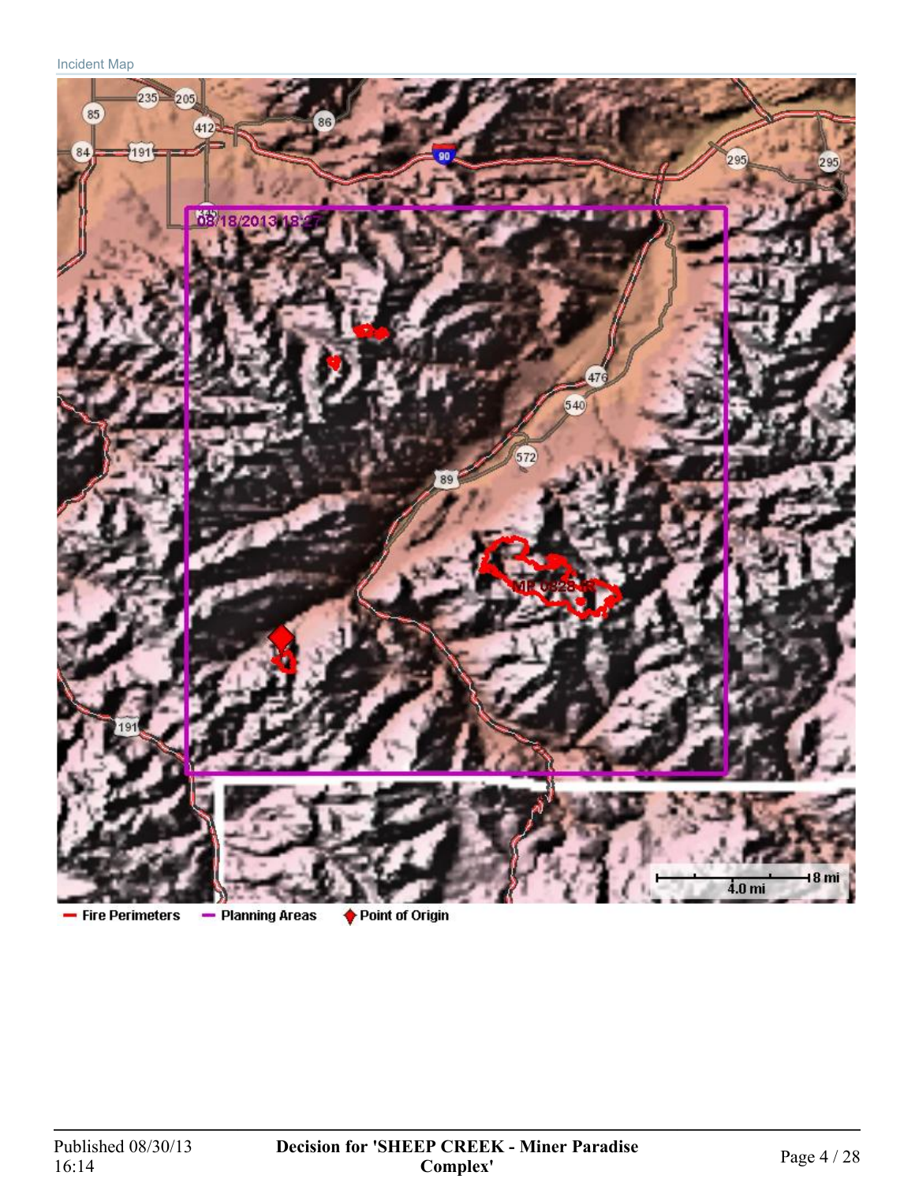Incident Map

08/18/2013 18:27

MP 0828 R

4.0 mi 8 mi

Fire Perimeters Planning Areas Point of Origin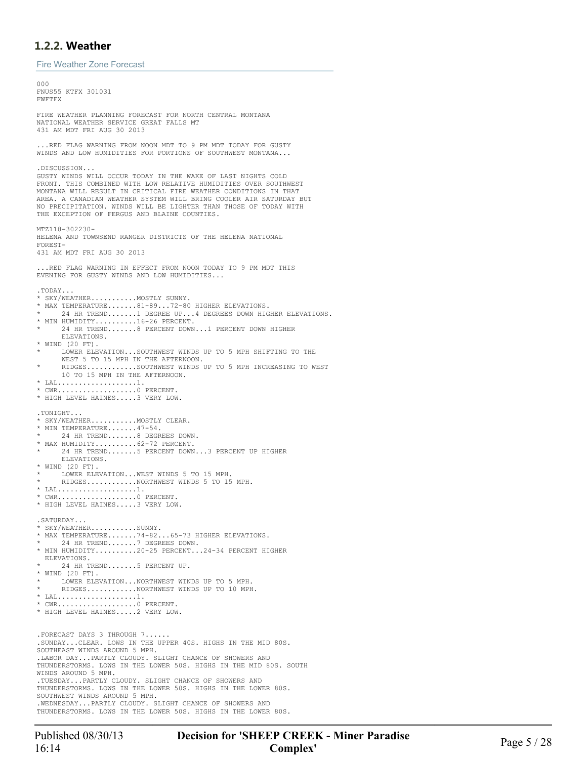### 1.2.2. Weather

Fire Weather Zone Forecast

```
000
FNUS55 KTFX 301031
FWFTFX

FIRE WEATHER PLANNING FORECAST FOR NORTH CENTRAL MONTANA
NATIONAL WEATHER SERVICE GREAT FALLS MT
431 AM MDT FRI AUG 30 2013

...RED FLAG WARNING FROM NOON MDT TO 9 PM MDT TODAY FOR GUSTY
WINDS AND LOW HUMIDITIES FOR PORTIONS OF SOUTHWEST MONTANA...

.DISCUSSION...
GUSTY WINDS WILL OCCUR TODAY IN THE WAKE OF LAST NIGHTS COLD
FRONT. THIS COMBINED WITH LOW RELATIVE HUMIDITIES OVER SOUTHWEST
MONTANA WILL RESULT IN CRITICAL FIRE WEATHER CONDITIONS IN THAT
AREA. A CANADIAN WEATHER SYSTEM WILL BRING COOLER AIR SATURDAY BUT
NO PRECIPITATION. WINDS WILL BE LIGHTER THAN THOSE OF TODAY WITH
THE EXCEPTION OF FERGUS AND BLAINE COUNTIES.

MTZ118-302230-
HELENA AND TOWNSEND RANGER DISTRICTS OF THE HELENA NATIONAL
FOREST-
431 AM MDT FRI AUG 30 2013

...RED FLAG WARNING IN EFFECT FROM NOON TODAY TO 9 PM MDT THIS
EVENING FOR GUSTY WINDS AND LOW HUMIDITIES...

.TODAY...
* SKY/WEATHER...........MOSTLY SUNNY.
* MAX TEMPERATURE.......81-89...72-80 HIGHER ELEVATIONS.
*     24 HR TREND.......1 DEGREE UP...4 DEGREES DOWN HIGHER ELEVATIONS.
* MIN HUMIDITY..........16-26 PERCENT.
*     24 HR TREND.......8 PERCENT DOWN...1 PERCENT DOWN HIGHER
      ELEVATIONS.
* WIND (20 FT).
*     LOWER ELEVATION...SOUTHWEST WINDS UP TO 5 MPH SHIFTING TO THE
      WEST 5 TO 15 MPH IN THE AFTERNOON.
*     RIDGES............SOUTHWEST WINDS UP TO 5 MPH INCREASING TO WEST
      10 TO 15 MPH IN THE AFTERNOON.
* LAL...................1.
* CWR...................0 PERCENT.
* HIGH LEVEL HAINES.....3 VERY LOW.

.TONIGHT...
* SKY/WEATHER...........MOSTLY CLEAR.
* MIN TEMPERATURE.......47-54.
*     24 HR TREND.......8 DEGREES DOWN.
* MAX HUMIDITY..........62-72 PERCENT.
*     24 HR TREND.......5 PERCENT DOWN...3 PERCENT UP HIGHER
      ELEVATIONS.
* WIND (20 FT).
*     LOWER ELEVATION...WEST WINDS 5 TO 15 MPH.
*     RIDGES............NORTHWEST WINDS 5 TO 15 MPH.
* LAL...................1.
* CWR...................0 PERCENT.
* HIGH LEVEL HAINES.....3 VERY LOW.

.SATURDAY...
* SKY/WEATHER...........SUNNY.
* MAX TEMPERATURE.......74-82...65-73 HIGHER ELEVATIONS.
*     24 HR TREND.......7 DEGREES DOWN.
* MIN HUMIDITY..........20-25 PERCENT...24-34 PERCENT HIGHER
  ELEVATIONS.
*     24 HR TREND.......5 PERCENT UP.
* WIND (20 FT).
*     LOWER ELEVATION...NORTHWEST WINDS UP TO 5 MPH.
*     RIDGES............NORTHWEST WINDS UP TO 10 MPH.
* LAL...................1.
* CWR...................0 PERCENT.
* HIGH LEVEL HAINES.....2 VERY LOW.


.FORECAST DAYS 3 THROUGH 7......
.SUNDAY...CLEAR. LOWS IN THE UPPER 40S. HIGHS IN THE MID 80S.
SOUTHEAST WINDS AROUND 5 MPH.
.LABOR DAY...PARTLY CLOUDY. SLIGHT CHANCE OF SHOWERS AND
THUNDERSTORMS. LOWS IN THE LOWER 50S. HIGHS IN THE MID 80S. SOUTH
WINDS AROUND 5 MPH.
.TUESDAY...PARTLY CLOUDY. SLIGHT CHANCE OF SHOWERS AND
THUNDERSTORMS. LOWS IN THE LOWER 50S. HIGHS IN THE LOWER 80S.
SOUTHWEST WINDS AROUND 5 MPH.
.WEDNESDAY...PARTLY CLOUDY. SLIGHT CHANCE OF SHOWERS AND
THUNDERSTORMS. LOWS IN THE LOWER 50S. HIGHS IN THE LOWER 80S.
```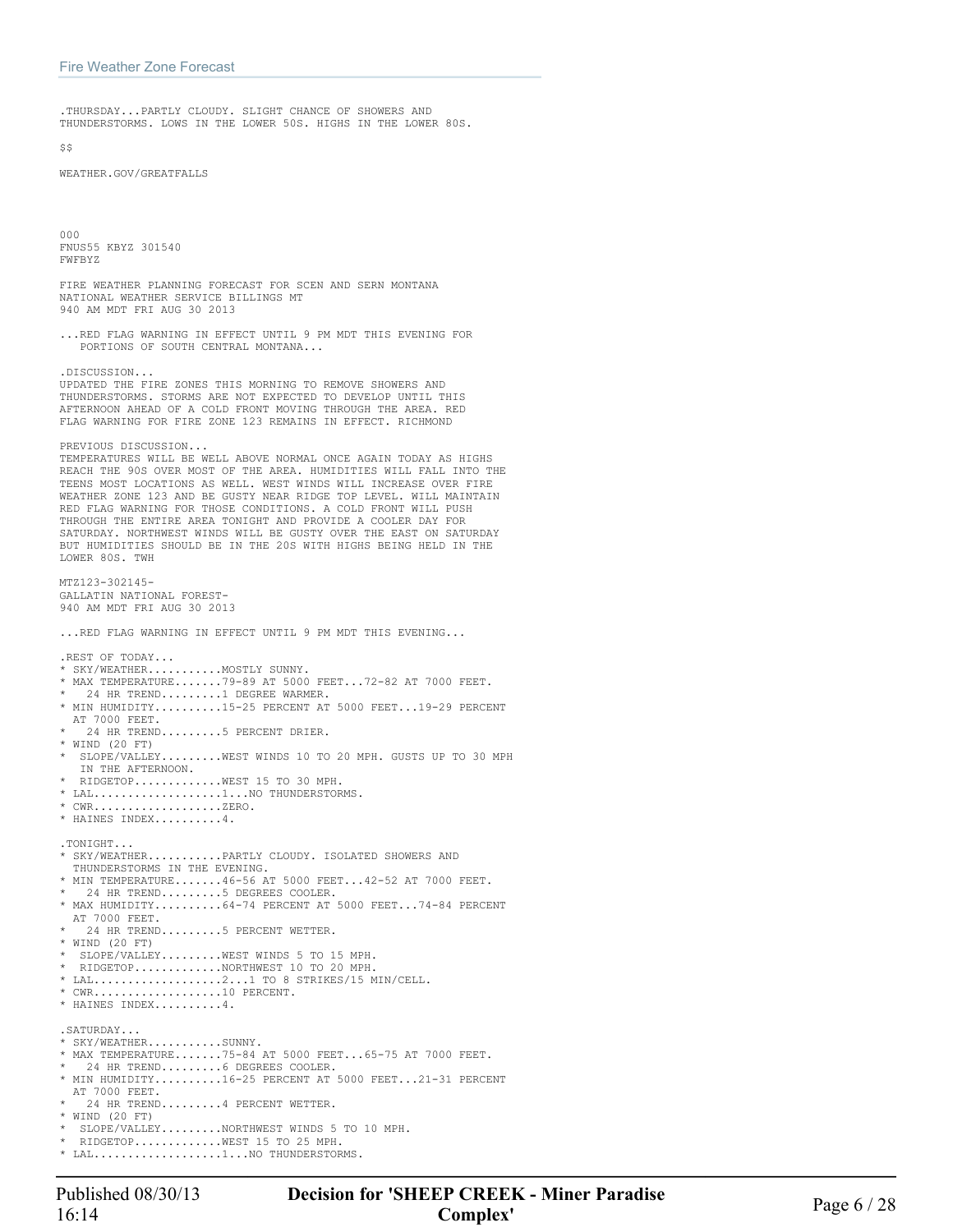.THURSDAY...PARTLY CLOUDY. SLIGHT CHANCE OF SHOWERS AND THUNDERSTORMS. LOWS IN THE LOWER 50S. HIGHS IN THE LOWER 80S.

$$

WEATHER.GOV/GREATFALLS

000
FNUS55 KBYZ 301540
FWFBYZ

FIRE WEATHER PLANNING FORECAST FOR SCEN AND SERN MONTANA
NATIONAL WEATHER SERVICE BILLINGS MT
940 AM MDT FRI AUG 30 2013

...RED FLAG WARNING IN EFFECT UNTIL 9 PM MDT THIS EVENING FOR PORTIONS OF SOUTH CENTRAL MONTANA...

.DISCUSSION...
UPDATED THE FIRE ZONES THIS MORNING TO REMOVE SHOWERS AND THUNDERSTORMS. STORMS ARE NOT EXPECTED TO DEVELOP UNTIL THIS AFTERNOON AHEAD OF A COLD FRONT MOVING THROUGH THE AREA. RED FLAG WARNING FOR FIRE ZONE 123 REMAINS IN EFFECT. RICHMOND

PREVIOUS DISCUSSION...
TEMPERATURES WILL BE WELL ABOVE NORMAL ONCE AGAIN TODAY AS HIGHS REACH THE 90S OVER MOST OF THE AREA. HUMIDITIES WILL FALL INTO THE TEENS MOST LOCATIONS AS WELL. WEST WINDS WILL INCREASE OVER FIRE WEATHER ZONE 123 AND BE GUSTY NEAR RIDGE TOP LEVEL. WILL MAINTAIN RED FLAG WARNING FOR THOSE CONDITIONS. A COLD FRONT WILL PUSH THROUGH THE ENTIRE AREA TONIGHT AND PROVIDE A COOLER DAY FOR SATURDAY. NORTHWEST WINDS WILL BE GUSTY OVER THE EAST ON SATURDAY BUT HUMIDITIES SHOULD BE IN THE 20S WITH HIGHS BEING HELD IN THE LOWER 80S. TWH

MTZ123-302145-
GALLATIN NATIONAL FOREST-
940 AM MDT FRI AUG 30 2013

...RED FLAG WARNING IN EFFECT UNTIL 9 PM MDT THIS EVENING...

.REST OF TODAY...
* SKY/WEATHER...........MOSTLY SUNNY.
* MAX TEMPERATURE.......79-89 AT 5000 FEET...72-82 AT 7000 FEET.
*   24 HR TREND.........1 DEGREE WARMER.
* MIN HUMIDITY..........15-25 PERCENT AT 5000 FEET...19-29 PERCENT AT 7000 FEET.
*   24 HR TREND.........5 PERCENT DRIER.
* WIND (20 FT)
*  SLOPE/VALLEY.........WEST WINDS 10 TO 20 MPH. GUSTS UP TO 30 MPH IN THE AFTERNOON.
*  RIDGETOP.............WEST 15 TO 30 MPH.
* LAL...................1...NO THUNDERSTORMS.
* CWR...................ZERO.
* HAINES INDEX..........4.

.TONIGHT...
* SKY/WEATHER...........PARTLY CLOUDY. ISOLATED SHOWERS AND THUNDERSTORMS IN THE EVENING.
* MIN TEMPERATURE.......46-56 AT 5000 FEET...42-52 AT 7000 FEET.
*   24 HR TREND.........5 DEGREES COOLER.
* MAX HUMIDITY..........64-74 PERCENT AT 5000 FEET...74-84 PERCENT AT 7000 FEET.
*   24 HR TREND.........5 PERCENT WETTER.
* WIND (20 FT)
*  SLOPE/VALLEY.........WEST WINDS 5 TO 15 MPH.
*  RIDGETOP.............NORTHWEST 10 TO 20 MPH.
* LAL...................2...1 TO 8 STRIKES/15 MIN/CELL.
* CWR...................10 PERCENT.
* HAINES INDEX..........4.

.SATURDAY...
* SKY/WEATHER...........SUNNY.
* MAX TEMPERATURE.......75-84 AT 5000 FEET...65-75 AT 7000 FEET.
*   24 HR TREND.........6 DEGREES COOLER.
* MIN HUMIDITY..........16-25 PERCENT AT 5000 FEET...21-31 PERCENT AT 7000 FEET.
*   24 HR TREND.........4 PERCENT WETTER.
* WIND (20 FT)
*  SLOPE/VALLEY.........NORTHWEST WINDS 5 TO 10 MPH.
*  RIDGETOP.............WEST 15 TO 25 MPH.
* LAL...................1...NO THUNDERSTORMS.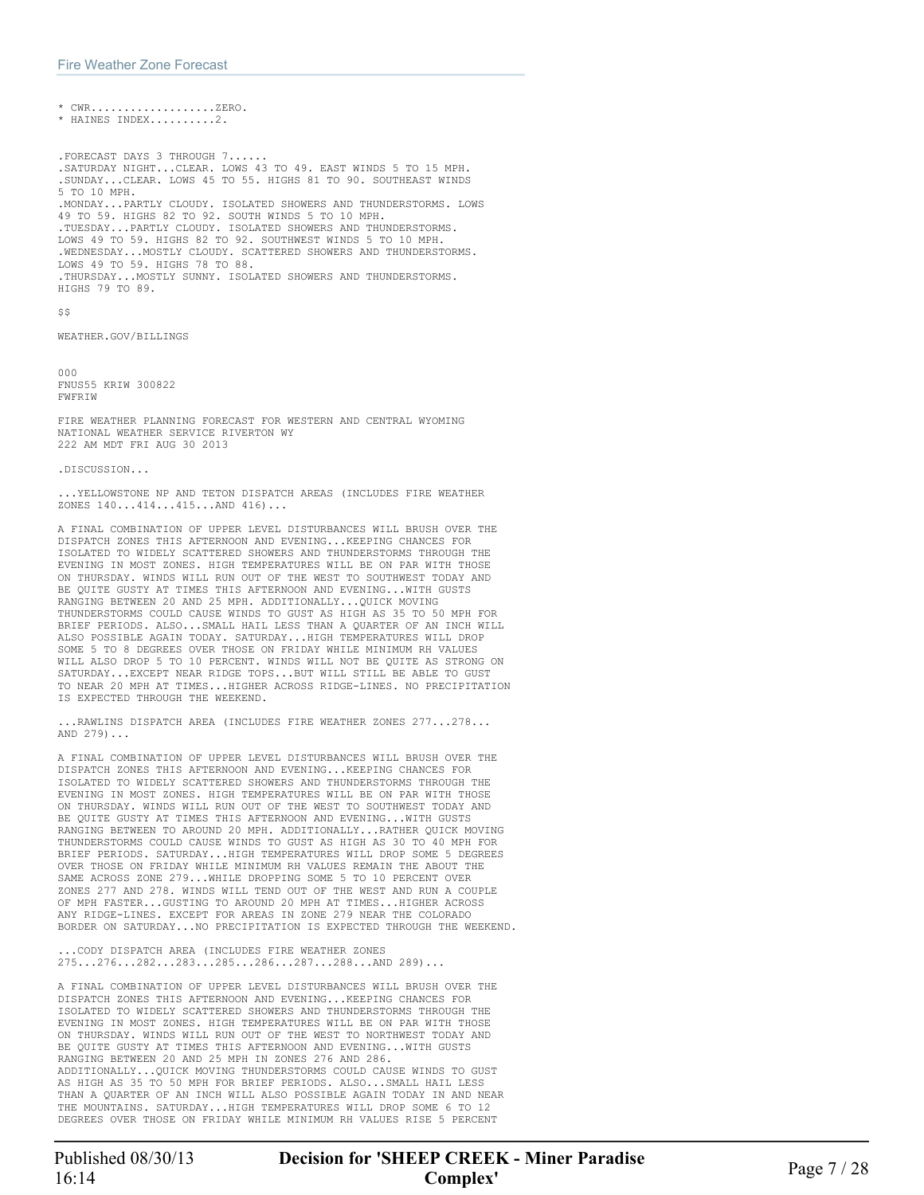## Fire Weather Zone Forecast

```
* CWR..................ZERO.
* HAINES INDEX.........2.


.FORECAST DAYS 3 THROUGH 7......
.SATURDAY NIGHT...CLEAR. LOWS 43 TO 49. EAST WINDS 5 TO 15 MPH.
.SUNDAY...CLEAR. LOWS 45 TO 55. HIGHS 81 TO 90. SOUTHEAST WINDS
5 TO 10 MPH.
.MONDAY...PARTLY CLOUDY. ISOLATED SHOWERS AND THUNDERSTORMS. LOWS
49 TO 59. HIGHS 82 TO 92. SOUTH WINDS 5 TO 10 MPH.
.TUESDAY...PARTLY CLOUDY. ISOLATED SHOWERS AND THUNDERSTORMS.
LOWS 49 TO 59. HIGHS 82 TO 92. SOUTHWEST WINDS 5 TO 10 MPH.
.WEDNESDAY...MOSTLY CLOUDY. SCATTERED SHOWERS AND THUNDERSTORMS.
LOWS 49 TO 59. HIGHS 78 TO 88.
.THURSDAY...MOSTLY SUNNY. ISOLATED SHOWERS AND THUNDERSTORMS.
HIGHS 79 TO 89.

$$

WEATHER.GOV/BILLINGS


000
FNUS55 KRIW 300822
FWFRIW

FIRE WEATHER PLANNING FORECAST FOR WESTERN AND CENTRAL WYOMING
NATIONAL WEATHER SERVICE RIVERTON WY
222 AM MDT FRI AUG 30 2013

.DISCUSSION...

...YELLOWSTONE NP AND TETON DISPATCH AREAS (INCLUDES FIRE WEATHER
ZONES 140...414...415...AND 416)...

A FINAL COMBINATION OF UPPER LEVEL DISTURBANCES WILL BRUSH OVER THE
DISPATCH ZONES THIS AFTERNOON AND EVENING...KEEPING CHANCES FOR
ISOLATED TO WIDELY SCATTERED SHOWERS AND THUNDERSTORMS THROUGH THE
EVENING IN MOST ZONES. HIGH TEMPERATURES WILL BE ON PAR WITH THOSE
ON THURSDAY. WINDS WILL RUN OUT OF THE WEST TO SOUTHWEST TODAY AND
BE QUITE GUSTY AT TIMES THIS AFTERNOON AND EVENING...WITH GUSTS
RANGING BETWEEN 20 AND 25 MPH. ADDITIONALLY...QUICK MOVING
THUNDERSTORMS COULD CAUSE WINDS TO GUST AS HIGH AS 35 TO 50 MPH FOR
BRIEF PERIODS. ALSO...SMALL HAIL LESS THAN A QUARTER OF AN INCH WILL
ALSO POSSIBLE AGAIN TODAY. SATURDAY...HIGH TEMPERATURES WILL DROP
SOME 5 TO 8 DEGREES OVER THOSE ON FRIDAY WHILE MINIMUM RH VALUES
WILL ALSO DROP 5 TO 10 PERCENT. WINDS WILL NOT BE QUITE AS STRONG ON
SATURDAY...EXCEPT NEAR RIDGE TOPS...BUT WILL STILL BE ABLE TO GUST
TO NEAR 20 MPH AT TIMES...HIGHER ACROSS RIDGE-LINES. NO PRECIPITATION
IS EXPECTED THROUGH THE WEEKEND.

...RAWLINS DISPATCH AREA (INCLUDES FIRE WEATHER ZONES 277...278...
AND 279)...

A FINAL COMBINATION OF UPPER LEVEL DISTURBANCES WILL BRUSH OVER THE
DISPATCH ZONES THIS AFTERNOON AND EVENING...KEEPING CHANCES FOR
ISOLATED TO WIDELY SCATTERED SHOWERS AND THUNDERSTORMS THROUGH THE
EVENING IN MOST ZONES. HIGH TEMPERATURES WILL BE ON PAR WITH THOSE
ON THURSDAY. WINDS WILL RUN OUT OF THE WEST TO SOUTHWEST TODAY AND
BE QUITE GUSTY AT TIMES THIS AFTERNOON AND EVENING...WITH GUSTS
RANGING BETWEEN TO AROUND 20 MPH. ADDITIONALLY...RATHER QUICK MOVING
THUNDERSTORMS COULD CAUSE WINDS TO GUST AS HIGH AS 30 TO 40 MPH FOR
BRIEF PERIODS. SATURDAY...HIGH TEMPERATURES WILL DROP SOME 5 DEGREES
OVER THOSE ON FRIDAY WHILE MINIMUM RH VALUES REMAIN THE ABOUT THE
SAME ACROSS ZONE 279...WHILE DROPPING SOME 5 TO 10 PERCENT OVER
ZONES 277 AND 278. WINDS WILL TEND OUT OF THE WEST AND RUN A COUPLE
OF MPH FASTER...GUSTING TO AROUND 20 MPH AT TIMES...HIGHER ACROSS
ANY RIDGE-LINES. EXCEPT FOR AREAS IN ZONE 279 NEAR THE COLORADO
BORDER ON SATURDAY...NO PRECIPITATION IS EXPECTED THROUGH THE WEEKEND.

...CODY DISPATCH AREA (INCLUDES FIRE WEATHER ZONES
275...276...282...283...285...286...287...288...AND 289)...

A FINAL COMBINATION OF UPPER LEVEL DISTURBANCES WILL BRUSH OVER THE
DISPATCH ZONES THIS AFTERNOON AND EVENING...KEEPING CHANCES FOR
ISOLATED TO WIDELY SCATTERED SHOWERS AND THUNDERSTORMS THROUGH THE
EVENING IN MOST ZONES. HIGH TEMPERATURES WILL BE ON PAR WITH THOSE
ON THURSDAY. WINDS WILL RUN OUT OF THE WEST TO NORTHWEST TODAY AND
BE QUITE GUSTY AT TIMES THIS AFTERNOON AND EVENING...WITH GUSTS
RANGING BETWEEN 20 AND 25 MPH IN ZONES 276 AND 286.
ADDITIONALLY...QUICK MOVING THUNDERSTORMS COULD CAUSE WINDS TO GUST
AS HIGH AS 35 TO 50 MPH FOR BRIEF PERIODS. ALSO...SMALL HAIL LESS
THAN A QUARTER OF AN INCH WILL ALSO POSSIBLE AGAIN TODAY IN AND NEAR
THE MOUNTAINS. SATURDAY...HIGH TEMPERATURES WILL DROP SOME 6 TO 12
DEGREES OVER THOSE ON FRIDAY WHILE MINIMUM RH VALUES RISE 5 PERCENT
```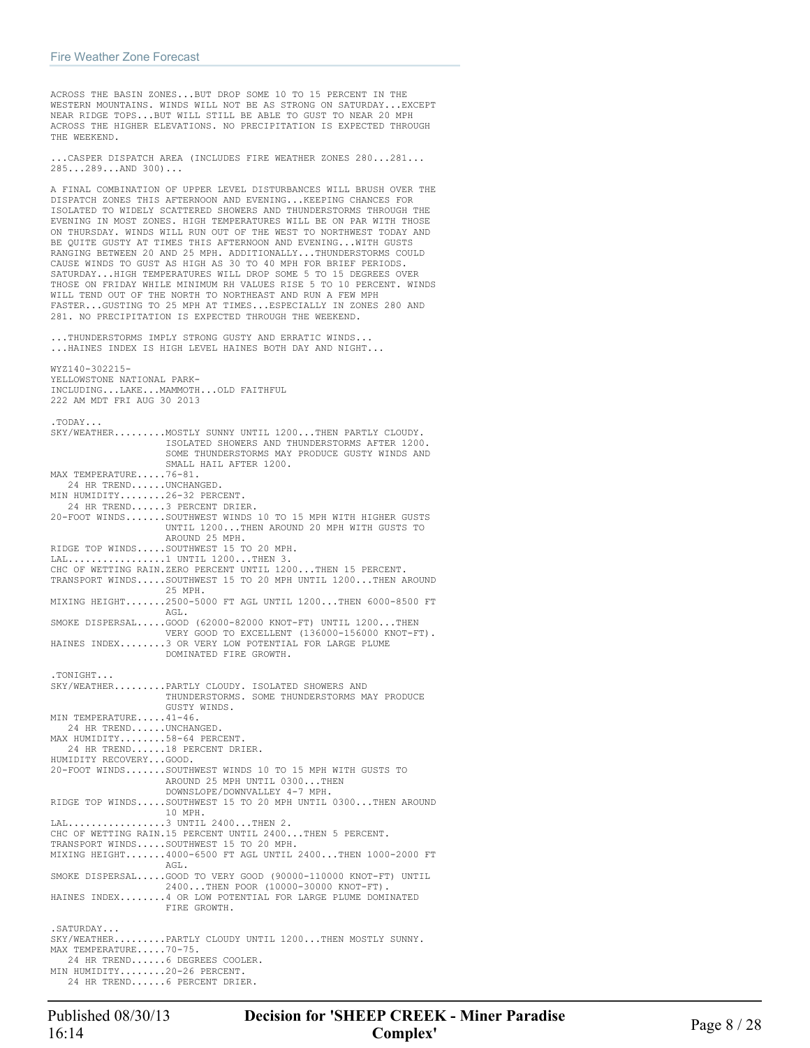## Fire Weather Zone Forecast

```
ACROSS THE BASIN ZONES...BUT DROP SOME 10 TO 15 PERCENT IN THE
WESTERN MOUNTAINS. WINDS WILL NOT BE AS STRONG ON SATURDAY...EXCEPT
NEAR RIDGE TOPS...BUT WILL STILL BE ABLE TO GUST TO NEAR 20 MPH
ACROSS THE HIGHER ELEVATIONS. NO PRECIPITATION IS EXPECTED THROUGH
THE WEEKEND.

...CASPER DISPATCH AREA (INCLUDES FIRE WEATHER ZONES 280...281...
285...289...AND 300)...

A FINAL COMBINATION OF UPPER LEVEL DISTURBANCES WILL BRUSH OVER THE
DISPATCH ZONES THIS AFTERNOON AND EVENING...KEEPING CHANCES FOR
ISOLATED TO WIDELY SCATTERED SHOWERS AND THUNDERSTORMS THROUGH THE
EVENING IN MOST ZONES. HIGH TEMPERATURES WILL BE ON PAR WITH THOSE
ON THURSDAY. WINDS WILL RUN OUT OF THE WEST TO NORTHWEST TODAY AND
BE QUITE GUSTY AT TIMES THIS AFTERNOON AND EVENING...WITH GUSTS
RANGING BETWEEN 20 AND 25 MPH. ADDITIONALLY...THUNDERSTORMS COULD
CAUSE WINDS TO GUST AS HIGH AS 30 TO 40 MPH FOR BRIEF PERIODS.
SATURDAY...HIGH TEMPERATURES WILL DROP SOME 5 TO 15 DEGREES OVER
THOSE ON FRIDAY WHILE MINIMUM RH VALUES RISE 5 TO 10 PERCENT. WINDS
WILL TEND OUT OF THE NORTH TO NORTHEAST AND RUN A FEW MPH
FASTER...GUSTING TO 25 MPH AT TIMES...ESPECIALLY IN ZONES 280 AND
281. NO PRECIPITATION IS EXPECTED THROUGH THE WEEKEND.

...THUNDERSTORMS IMPLY STRONG GUSTY AND ERRATIC WINDS...
...HAINES INDEX IS HIGH LEVEL HAINES BOTH DAY AND NIGHT...

WYZ140-302215-
YELLOWSTONE NATIONAL PARK-
INCLUDING...LAKE...MAMMOTH...OLD FAITHFUL
222 AM MDT FRI AUG 30 2013

.TODAY...
SKY/WEATHER.........MOSTLY SUNNY UNTIL 1200...THEN PARTLY CLOUDY.
                    ISOLATED SHOWERS AND THUNDERSTORMS AFTER 1200.
                    SOME THUNDERSTORMS MAY PRODUCE GUSTY WINDS AND
                    SMALL HAIL AFTER 1200.
MAX TEMPERATURE.....76-81.
   24 HR TREND......UNCHANGED.
MIN HUMIDITY........26-32 PERCENT.
   24 HR TREND......3 PERCENT DRIER.
20-FOOT WINDS.......SOUTHWEST WINDS 10 TO 15 MPH WITH HIGHER GUSTS
                    UNTIL 1200...THEN AROUND 20 MPH WITH GUSTS TO
                    AROUND 25 MPH.
RIDGE TOP WINDS.....SOUTHWEST 15 TO 20 MPH.
LAL.................1 UNTIL 1200...THEN 3.
CHC OF WETTING RAIN.ZERO PERCENT UNTIL 1200...THEN 15 PERCENT.
TRANSPORT WINDS.....SOUTHWEST 15 TO 20 MPH UNTIL 1200...THEN AROUND
                    25 MPH.
MIXING HEIGHT.......2500-5000 FT AGL UNTIL 1200...THEN 6000-8500 FT
                    AGL.
SMOKE DISPERSAL.....GOOD (62000-82000 KNOT-FT) UNTIL 1200...THEN
                    VERY GOOD TO EXCELLENT (136000-156000 KNOT-FT).
HAINES INDEX........3 OR VERY LOW POTENTIAL FOR LARGE PLUME
                    DOMINATED FIRE GROWTH.

.TONIGHT...
SKY/WEATHER.........PARTLY CLOUDY. ISOLATED SHOWERS AND
                    THUNDERSTORMS. SOME THUNDERSTORMS MAY PRODUCE
                    GUSTY WINDS.
MIN TEMPERATURE.....41-46.
   24 HR TREND......UNCHANGED.
MAX HUMIDITY........58-64 PERCENT.
   24 HR TREND......18 PERCENT DRIER.
HUMIDITY RECOVERY...GOOD.
20-FOOT WINDS.......SOUTHWEST WINDS 10 TO 15 MPH WITH GUSTS TO
                    AROUND 25 MPH UNTIL 0300...THEN
                    DOWNSLOPE/DOWNVALLEY 4-7 MPH.
RIDGE TOP WINDS.....SOUTHWEST 15 TO 20 MPH UNTIL 0300...THEN AROUND
                    10 MPH.
LAL.................3 UNTIL 2400...THEN 2.
CHC OF WETTING RAIN.15 PERCENT UNTIL 2400...THEN 5 PERCENT.
TRANSPORT WINDS.....SOUTHWEST 15 TO 20 MPH.
MIXING HEIGHT.......4000-6500 FT AGL UNTIL 2400...THEN 1000-2000 FT
                    AGL.
SMOKE DISPERSAL.....GOOD TO VERY GOOD (90000-110000 KNOT-FT) UNTIL
                    2400...THEN POOR (10000-30000 KNOT-FT).
HAINES INDEX........4 OR LOW POTENTIAL FOR LARGE PLUME DOMINATED
                    FIRE GROWTH.

.SATURDAY...
SKY/WEATHER.........PARTLY CLOUDY UNTIL 1200...THEN MOSTLY SUNNY.
MAX TEMPERATURE.....70-75.
   24 HR TREND......6 DEGREES COOLER.
MIN HUMIDITY........20-26 PERCENT.
   24 HR TREND......6 PERCENT DRIER.
```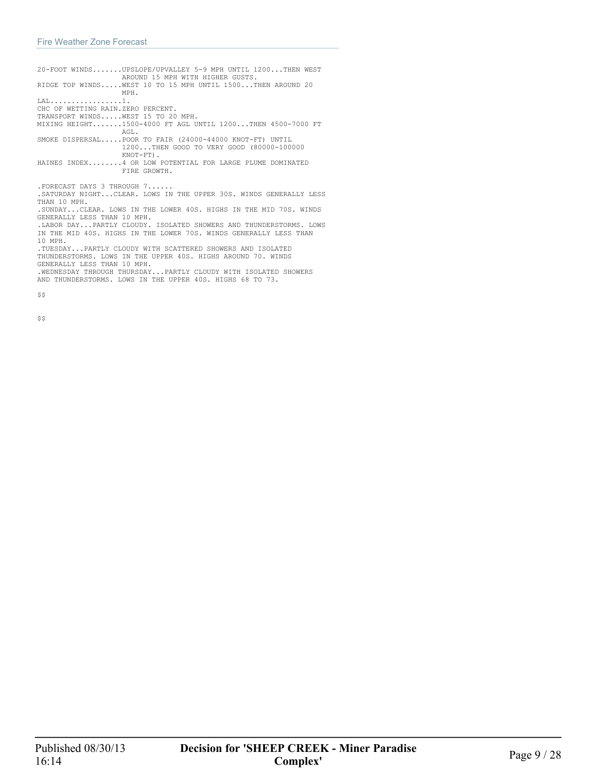## Fire Weather Zone Forecast

```
20-FOOT WINDS.......UPSLOPE/UPVALLEY 5-9 MPH UNTIL 1200...THEN WEST
                    AROUND 15 MPH WITH HIGHER GUSTS.
RIDGE TOP WINDS.....WEST 10 TO 15 MPH UNTIL 1500...THEN AROUND 20
                    MPH.
LAL.................1.
CHC OF WETTING RAIN.ZERO PERCENT.
TRANSPORT WINDS.....WEST 15 TO 20 MPH.
MIXING HEIGHT.......1500-4000 FT AGL UNTIL 1200...THEN 4500-7000 FT
                    AGL.
SMOKE DISPERSAL.....POOR TO FAIR (24000-44000 KNOT-FT) UNTIL
                    1200...THEN GOOD TO VERY GOOD (80000-100000
                    KNOT-FT).
HAINES INDEX........4 OR LOW POTENTIAL FOR LARGE PLUME DOMINATED
                    FIRE GROWTH.

.FORECAST DAYS 3 THROUGH 7......
.SATURDAY NIGHT...CLEAR. LOWS IN THE UPPER 30S. WINDS GENERALLY LESS
THAN 10 MPH.
.SUNDAY...CLEAR. LOWS IN THE LOWER 40S. HIGHS IN THE MID 70S. WINDS
GENERALLY LESS THAN 10 MPH.
.LABOR DAY...PARTLY CLOUDY. ISOLATED SHOWERS AND THUNDERSTORMS. LOWS
IN THE MID 40S. HIGHS IN THE LOWER 70S. WINDS GENERALLY LESS THAN
10 MPH.
.TUESDAY...PARTLY CLOUDY WITH SCATTERED SHOWERS AND ISOLATED
THUNDERSTORMS. LOWS IN THE UPPER 40S. HIGHS AROUND 70. WINDS
GENERALLY LESS THAN 10 MPH.
.WEDNESDAY THROUGH THURSDAY...PARTLY CLOUDY WITH ISOLATED SHOWERS
AND THUNDERSTORMS. LOWS IN THE UPPER 40S. HIGHS 68 TO 73.

$$


$$
```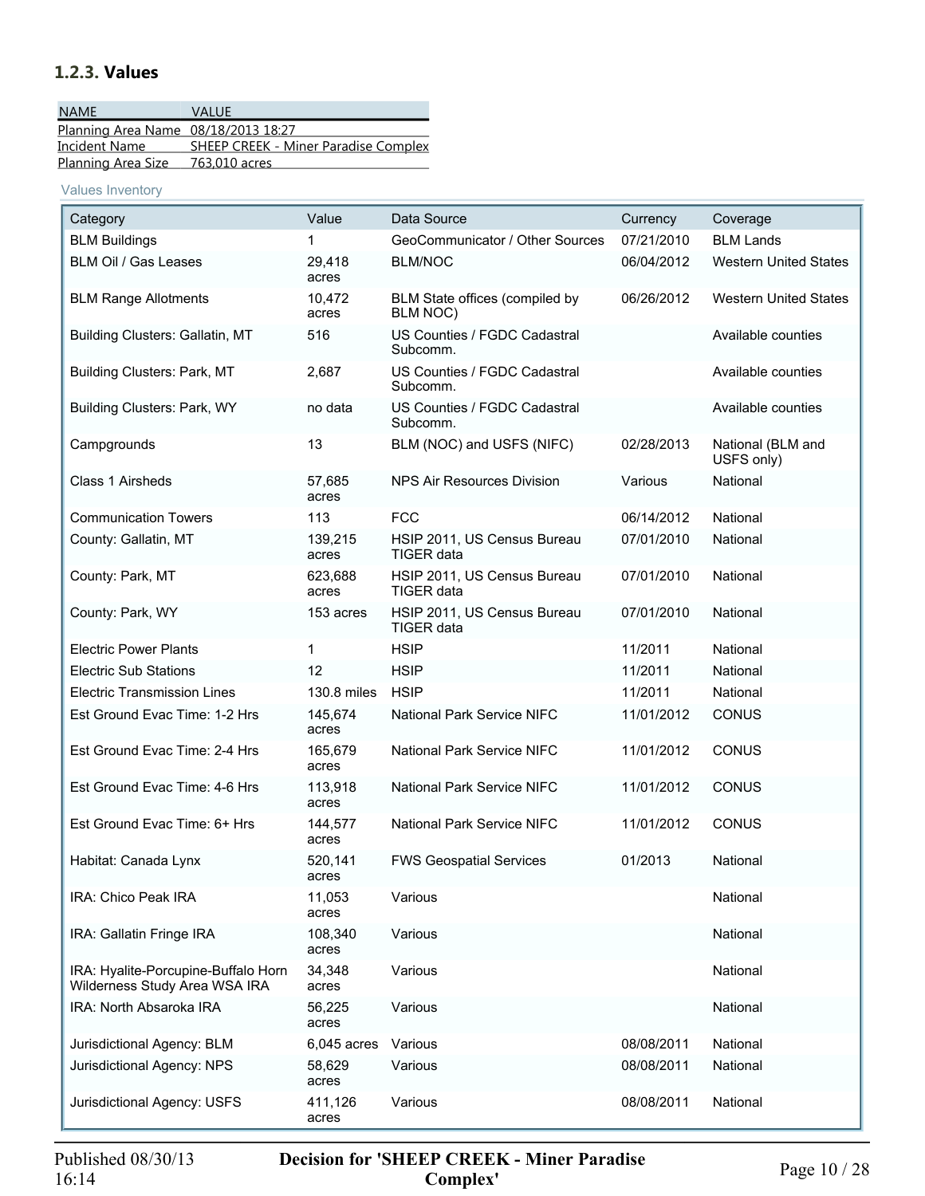### 1.2.3. Values

| NAME | VALUE |
|---|---|
| Planning Area Name | 08/18/2013 18:27 |
| Incident Name | SHEEP CREEK - Miner Paradise Complex |
| Planning Area Size | 763,010 acres |

Values Inventory

| Category | Value | Data Source | Currency | Coverage |
|---|---|---|---|---|
| BLM Buildings | 1 | GeoCommunicator / Other Sources | 07/21/2010 | BLM Lands |
| BLM Oil / Gas Leases | 29,418 acres | BLM/NOC | 06/04/2012 | Western United States |
| BLM Range Allotments | 10,472 acres | BLM State offices (compiled by BLM NOC) | 06/26/2012 | Western United States |
| Building Clusters: Gallatin, MT | 516 | US Counties / FGDC Cadastral Subcomm. | | Available counties |
| Building Clusters: Park, MT | 2,687 | US Counties / FGDC Cadastral Subcomm. | | Available counties |
| Building Clusters: Park, WY | no data | US Counties / FGDC Cadastral Subcomm. | | Available counties |
| Campgrounds | 13 | BLM (NOC) and USFS (NIFC) | 02/28/2013 | National (BLM and USFS only) |
| Class 1 Airsheds | 57,685 acres | NPS Air Resources Division | Various | National |
| Communication Towers | 113 | FCC | 06/14/2012 | National |
| County: Gallatin, MT | 139,215 acres | HSIP 2011, US Census Bureau TIGER data | 07/01/2010 | National |
| County: Park, MT | 623,688 acres | HSIP 2011, US Census Bureau TIGER data | 07/01/2010 | National |
| County: Park, WY | 153 acres | HSIP 2011, US Census Bureau TIGER data | 07/01/2010 | National |
| Electric Power Plants | 1 | HSIP | 11/2011 | National |
| Electric Sub Stations | 12 | HSIP | 11/2011 | National |
| Electric Transmission Lines | 130.8 miles | HSIP | 11/2011 | National |
| Est Ground Evac Time: 1-2 Hrs | 145,674 acres | National Park Service NIFC | 11/01/2012 | CONUS |
| Est Ground Evac Time: 2-4 Hrs | 165,679 acres | National Park Service NIFC | 11/01/2012 | CONUS |
| Est Ground Evac Time: 4-6 Hrs | 113,918 acres | National Park Service NIFC | 11/01/2012 | CONUS |
| Est Ground Evac Time: 6+ Hrs | 144,577 acres | National Park Service NIFC | 11/01/2012 | CONUS |
| Habitat: Canada Lynx | 520,141 acres | FWS Geospatial Services | 01/2013 | National |
| IRA: Chico Peak IRA | 11,053 acres | Various | | National |
| IRA: Gallatin Fringe IRA | 108,340 acres | Various | | National |
| IRA: Hyalite-Porcupine-Buffalo Horn Wilderness Study Area WSA IRA | 34,348 acres | Various | | National |
| IRA: North Absaroka IRA | 56,225 acres | Various | | National |
| Jurisdictional Agency: BLM | 6,045 acres | Various | 08/08/2011 | National |
| Jurisdictional Agency: NPS | 58,629 acres | Various | 08/08/2011 | National |
| Jurisdictional Agency: USFS | 411,126 acres | Various | 08/08/2011 | National |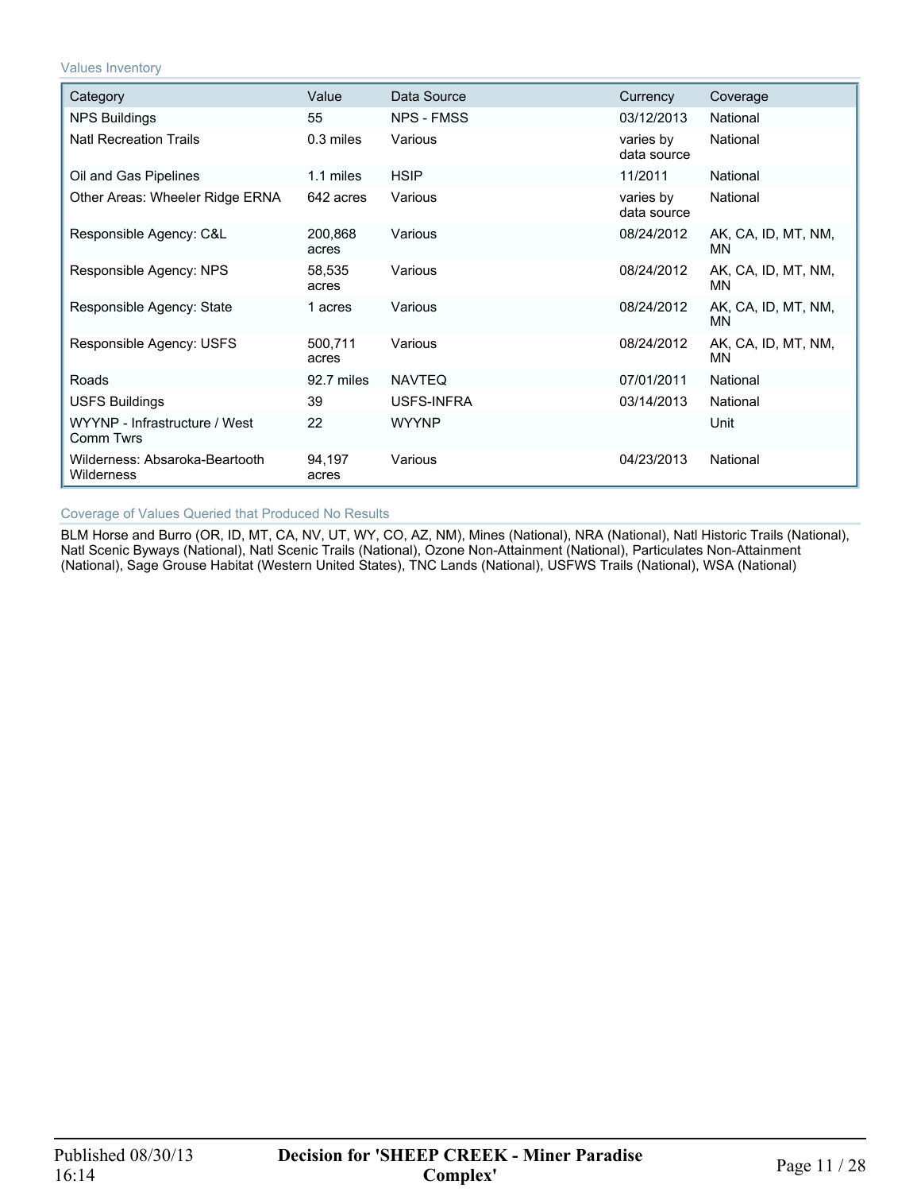### Values Inventory

| Category | Value | Data Source | Currency | Coverage |
|---|---|---|---|---|
| NPS Buildings | 55 | NPS - FMSS | 03/12/2013 | National |
| Natl Recreation Trails | 0.3 miles | Various | varies by data source | National |
| Oil and Gas Pipelines | 1.1 miles | HSIP | 11/2011 | National |
| Other Areas: Wheeler Ridge ERNA | 642 acres | Various | varies by data source | National |
| Responsible Agency: C&L | 200,868 acres | Various | 08/24/2012 | AK, CA, ID, MT, NM, MN |
| Responsible Agency: NPS | 58,535 acres | Various | 08/24/2012 | AK, CA, ID, MT, NM, MN |
| Responsible Agency: State | 1 acres | Various | 08/24/2012 | AK, CA, ID, MT, NM, MN |
| Responsible Agency: USFS | 500,711 acres | Various | 08/24/2012 | AK, CA, ID, MT, NM, MN |
| Roads | 92.7 miles | NAVTEQ | 07/01/2011 | National |
| USFS Buildings | 39 | USFS-INFRA | 03/14/2013 | National |
| WYYNP - Infrastructure / West Comm Twrs | 22 | WYYNP | | Unit |
| Wilderness: Absaroka-Beartooth Wilderness | 94,197 acres | Various | 04/23/2013 | National |

### Coverage of Values Queried that Produced No Results

BLM Horse and Burro (OR, ID, MT, CA, NV, UT, WY, CO, AZ, NM), Mines (National), NRA (National), Natl Historic Trails (National), Natl Scenic Byways (National), Natl Scenic Trails (National), Ozone Non-Attainment (National), Particulates Non-Attainment (National), Sage Grouse Habitat (Western United States), TNC Lands (National), USFWS Trails (National), WSA (National)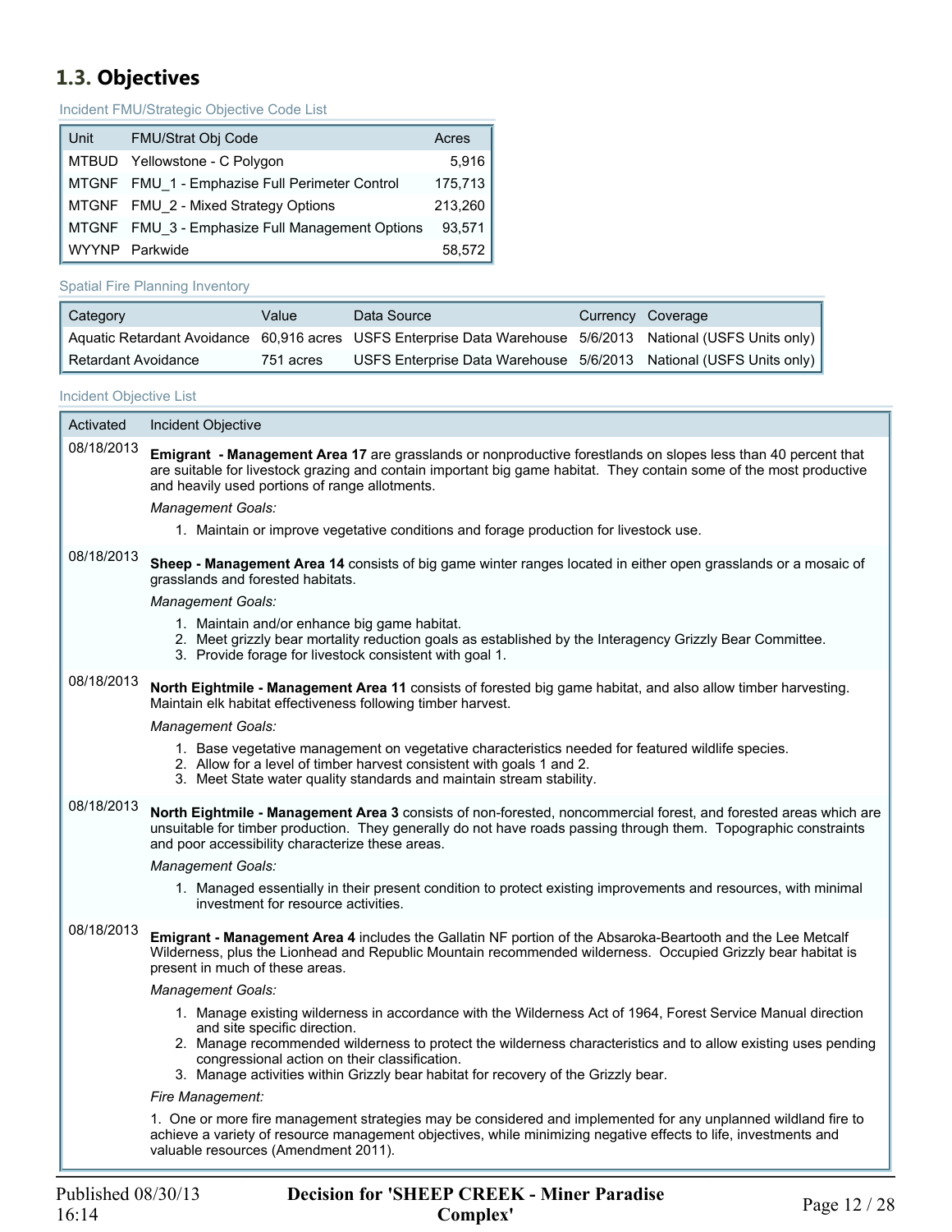## 1.3. Objectives

Incident FMU/Strategic Objective Code List

| Unit | FMU/Strat Obj Code | Acres |
|---|---|---|
| MTBUD | Yellowstone - C Polygon | 5,916 |
| MTGNF | FMU_1 - Emphazise Full Perimeter Control | 175,713 |
| MTGNF | FMU_2 - Mixed Strategy Options | 213,260 |
| MTGNF | FMU_3 - Emphasize Full Management Options | 93,571 |
| WYYNP | Parkwide | 58,572 |

Spatial Fire Planning Inventory

| Category | Value | Data Source | Currency | Coverage |
|---|---|---|---|---|
| Aquatic Retardant Avoidance | 60,916 acres | USFS Enterprise Data Warehouse | 5/6/2013 | National (USFS Units only) |
| Retardant Avoidance | 751 acres | USFS Enterprise Data Warehouse | 5/6/2013 | National (USFS Units only) |

Incident Objective List

| Activated | Incident Objective |
|---|---|
| 08/18/2013 | **Emigrant - Management Area 17** are grasslands or nonproductive forestlands on slopes less than 40 percent that are suitable for livestock grazing and contain important big game habitat. They contain some of the most productive and heavily used portions of range allotments.<br>*Management Goals:*<br>1. Maintain or improve vegetative conditions and forage production for livestock use. |
| 08/18/2013 | **Sheep - Management Area 14** consists of big game winter ranges located in either open grasslands or a mosaic of grasslands and forested habitats.<br>*Management Goals:*<br>1. Maintain and/or enhance big game habitat.<br>2. Meet grizzly bear mortality reduction goals as established by the Interagency Grizzly Bear Committee.<br>3. Provide forage for livestock consistent with goal 1. |
| 08/18/2013 | **North Eightmile - Management Area 11** consists of forested big game habitat, and also allow timber harvesting. Maintain elk habitat effectiveness following timber harvest.<br>*Management Goals:*<br>1. Base vegetative management on vegetative characteristics needed for featured wildlife species.<br>2. Allow for a level of timber harvest consistent with goals 1 and 2.<br>3. Meet State water quality standards and maintain stream stability. |
| 08/18/2013 | **North Eightmile - Management Area 3** consists of non-forested, noncommercial forest, and forested areas which are unsuitable for timber production. They generally do not have roads passing through them. Topographic constraints and poor accessibility characterize these areas.<br>*Management Goals:*<br>1. Managed essentially in their present condition to protect existing improvements and resources, with minimal investment for resource activities. |
| 08/18/2013 | **Emigrant - Management Area 4** includes the Gallatin NF portion of the Absaroka-Beartooth and the Lee Metcalf Wilderness, plus the Lionhead and Republic Mountain recommended wilderness. Occupied Grizzly bear habitat is present in much of these areas.<br>*Management Goals:*<br>1. Manage existing wilderness in accordance with the Wilderness Act of 1964, Forest Service Manual direction and site specific direction.<br>2. Manage recommended wilderness to protect the wilderness characteristics and to allow existing uses pending congressional action on their classification.<br>3. Manage activities within Grizzly bear habitat for recovery of the Grizzly bear.<br>*Fire Management:*<br>1. One or more fire management strategies may be considered and implemented for any unplanned wildland fire to achieve a variety of resource management objectives, while minimizing negative effects to life, investments and valuable resources (Amendment 2011). |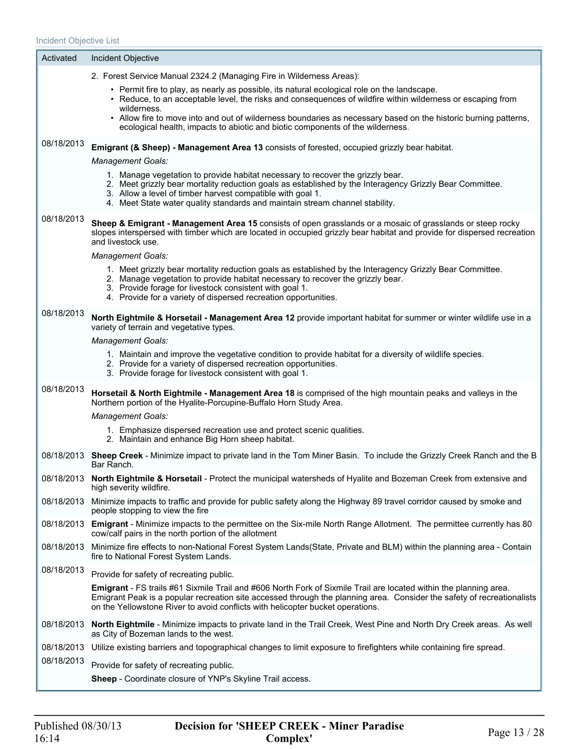Incident Objective List

| Activated | Incident Objective |
|---|---|
| | 2. Forest Service Manual 2324.2 (Managing Fire in Wilderness Areas):<br>• Permit fire to play, as nearly as possible, its natural ecological role on the landscape.<br>• Reduce, to an acceptable level, the risks and consequences of wildfire within wilderness or escaping from wilderness.<br>• Allow fire to move into and out of wilderness boundaries as necessary based on the historic burning patterns, ecological health, impacts to abiotic and biotic components of the wilderness. |
| 08/18/2013 | **Emigrant (& Sheep) - Management Area 13** consists of forested, occupied grizzly bear habitat.<br>*Management Goals:*<br>1. Manage vegetation to provide habitat necessary to recover the grizzly bear.<br>2. Meet grizzly bear mortality reduction goals as established by the Interagency Grizzly Bear Committee.<br>3. Allow a level of timber harvest compatible with goal 1.<br>4. Meet State water quality standards and maintain stream channel stability. |
| 08/18/2013 | **Sheep & Emigrant - Management Area 15** consists of open grasslands or a mosaic of grasslands or steep rocky slopes interspersed with timber which are located in occupied grizzly bear habitat and provide for dispersed recreation and livestock use.<br>*Management Goals:*<br>1. Meet grizzly bear mortality reduction goals as established by the Interagency Grizzly Bear Committee.<br>2. Manage vegetation to provide habitat necessary to recover the grizzly bear.<br>3. Provide forage for livestock consistent with goal 1.<br>4. Provide for a variety of dispersed recreation opportunities. |
| 08/18/2013 | **North Eightmile & Horsetail - Management Area 12** provide important habitat for summer or winter wildlife use in a variety of terrain and vegetative types.<br>*Management Goals:*<br>1. Maintain and improve the vegetative condition to provide habitat for a diversity of wildlife species.<br>2. Provide for a variety of dispersed recreation opportunities.<br>3. Provide forage for livestock consistent with goal 1. |
| 08/18/2013 | **Horsetail & North Eightmile - Management Area 18** is comprised of the high mountain peaks and valleys in the Northern portion of the Hyalite-Porcupine-Buffalo Horn Study Area.<br>*Management Goals:*<br>1. Emphasize dispersed recreation use and protect scenic qualities.<br>2. Maintain and enhance Big Horn sheep habitat. |
| 08/18/2013 | **Sheep Creek** - Minimize impact to private land in the Tom Miner Basin. To include the Grizzly Creek Ranch and the B Bar Ranch. |
| 08/18/2013 | **North Eightmile & Horsetail** - Protect the municipal watersheds of Hyalite and Bozeman Creek from extensive and high severity wildfire. |
| 08/18/2013 | Minimize impacts to traffic and provide for public safety along the Highway 89 travel corridor caused by smoke and people stopping to view the fire |
| 08/18/2013 | **Emigrant** - Minimize impacts to the permittee on the Six-mile North Range Allotment. The permittee currently has 80 cow/calf pairs in the north portion of the allotment |
| 08/18/2013 | Minimize fire effects to non-National Forest System Lands(State, Private and BLM) within the planning area - Contain fire to National Forest System Lands. |
| 08/18/2013 | Provide for safety of recreating public.<br>**Emigrant** - FS trails #61 Sixmile Trail and #606 North Fork of Sixmile Trail are located within the planning area. Emigrant Peak is a popular recreation site accessed through the planning area. Consider the safety of recreationalists on the Yellowstone River to avoid conflicts with helicopter bucket operations. |
| 08/18/2013 | **North Eightmile** - Minimize impacts to private land in the Trail Creek, West Pine and North Dry Creek areas. As well as City of Bozeman lands to the west. |
| 08/18/2013 | Utilize existing barriers and topographical changes to limit exposure to firefighters while containing fire spread. |
| 08/18/2013 | Provide for safety of recreating public.<br>**Sheep** - Coordinate closure of YNP's Skyline Trail access. |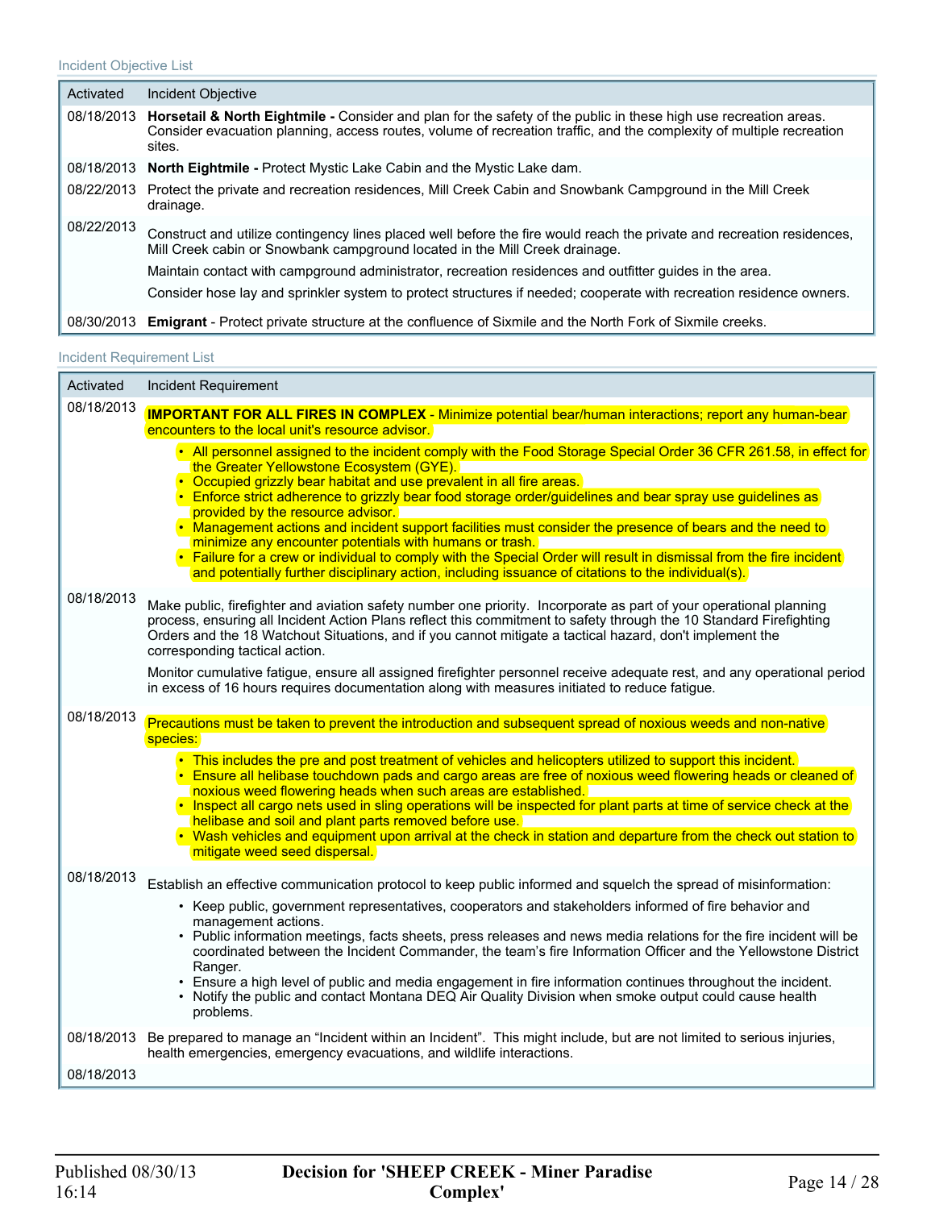### Incident Objective List

| Activated | Incident Objective |
|---|---|
| 08/18/2013 | **Horsetail & North Eightmile -** Consider and plan for the safety of the public in these high use recreation areas. Consider evacuation planning, access routes, volume of recreation traffic, and the complexity of multiple recreation sites. |
| 08/18/2013 | **North Eightmile -** Protect Mystic Lake Cabin and the Mystic Lake dam. |
| 08/22/2013 | Protect the private and recreation residences, Mill Creek Cabin and Snowbank Campground in the Mill Creek drainage. |
| 08/22/2013 | Construct and utilize contingency lines placed well before the fire would reach the private and recreation residences, Mill Creek cabin or Snowbank campground located in the Mill Creek drainage.<br><br>Maintain contact with campground administrator, recreation residences and outfitter guides in the area.<br><br>Consider hose lay and sprinkler system to protect structures if needed; cooperate with recreation residence owners. |
| 08/30/2013 | **Emigrant** - Protect private structure at the confluence of Sixmile and the North Fork of Sixmile creeks. |

### Incident Requirement List

| Activated | Incident Requirement |
|---|---|
| 08/18/2013 | **IMPORTANT FOR ALL FIRES IN COMPLEX** - Minimize potential bear/human interactions; report any human-bear encounters to the local unit's resource advisor.<br><br>• All personnel assigned to the incident comply with the Food Storage Special Order 36 CFR 261.58, in effect for the Greater Yellowstone Ecosystem (GYE).<br>• Occupied grizzly bear habitat and use prevalent in all fire areas.<br>• Enforce strict adherence to grizzly bear food storage order/guidelines and bear spray use guidelines as provided by the resource advisor.<br>• Management actions and incident support facilities must consider the presence of bears and the need to minimize any encounter potentials with humans or trash.<br>• Failure for a crew or individual to comply with the Special Order will result in dismissal from the fire incident and potentially further disciplinary action, including issuance of citations to the individual(s). |
| 08/18/2013 | Make public, firefighter and aviation safety number one priority. Incorporate as part of your operational planning process, ensuring all Incident Action Plans reflect this commitment to safety through the 10 Standard Firefighting Orders and the 18 Watchout Situations, and if you cannot mitigate a tactical hazard, don't implement the corresponding tactical action.<br><br>Monitor cumulative fatigue, ensure all assigned firefighter personnel receive adequate rest, and any operational period in excess of 16 hours requires documentation along with measures initiated to reduce fatigue. |
| 08/18/2013 | Precautions must be taken to prevent the introduction and subsequent spread of noxious weeds and non-native species:<br><br>• This includes the pre and post treatment of vehicles and helicopters utilized to support this incident.<br>• Ensure all helibase touchdown pads and cargo areas are free of noxious weed flowering heads or cleaned of noxious weed flowering heads when such areas are established.<br>• Inspect all cargo nets used in sling operations will be inspected for plant parts at time of service check at the helibase and soil and plant parts removed before use.<br>• Wash vehicles and equipment upon arrival at the check in station and departure from the check out station to mitigate weed seed dispersal. |
| 08/18/2013 | Establish an effective communication protocol to keep public informed and squelch the spread of misinformation:<br><br>• Keep public, government representatives, cooperators and stakeholders informed of fire behavior and management actions.<br>• Public information meetings, facts sheets, press releases and news media relations for the fire incident will be coordinated between the Incident Commander, the team's fire Information Officer and the Yellowstone District Ranger.<br>• Ensure a high level of public and media engagement in fire information continues throughout the incident.<br>• Notify the public and contact Montana DEQ Air Quality Division when smoke output could cause health problems. |
| 08/18/2013 | Be prepared to manage an "Incident within an Incident". This might include, but are not limited to serious injuries, health emergencies, emergency evacuations, and wildlife interactions. |
| 08/18/2013 | |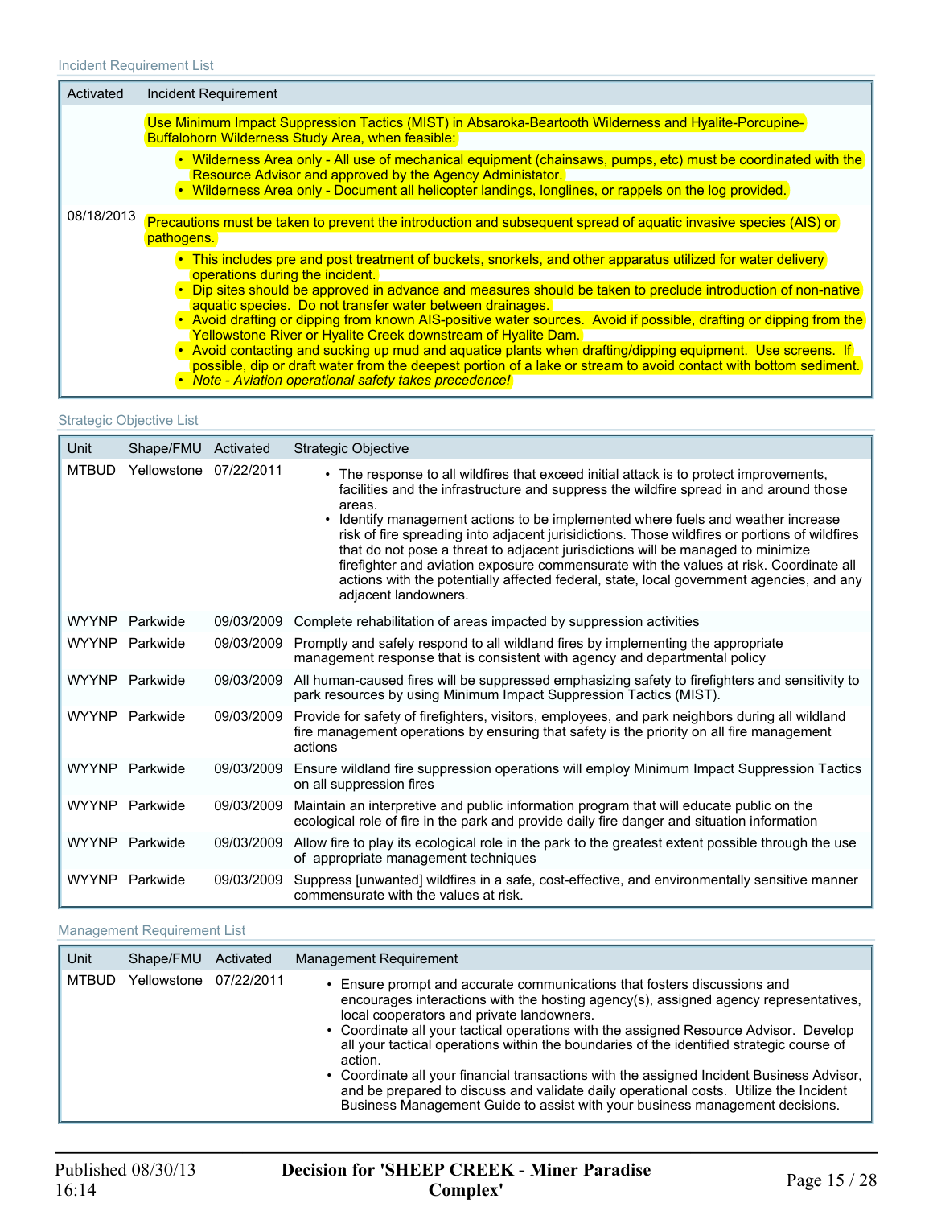Incident Requirement List

| Activated | Incident Requirement |
|---|---|
| 08/18/2013 | Use Minimum Impact Suppression Tactics (MIST) in Absaroka-Beartooth Wilderness and Hyalite-Porcupine-Buffalohorn Wilderness Study Area, when feasible:<br>• Wilderness Area only - All use of mechanical equipment (chainsaws, pumps, etc) must be coordinated with the Resource Advisor and approved by the Agency Administator.<br>• Wilderness Area only - Document all helicopter landings, longlines, or rappels on the log provided.<br><br>Precautions must be taken to prevent the introduction and subsequent spread of aquatic invasive species (AIS) or pathogens.<br>• This includes pre and post treatment of buckets, snorkels, and other apparatus utilized for water delivery operations during the incident.<br>• Dip sites should be approved in advance and measures should be taken to preclude introduction of non-native aquatic species. Do not transfer water between drainages.<br>• Avoid drafting or dipping from known AIS-positive water sources. Avoid if possible, drafting or dipping from the Yellowstone River or Hyalite Creek downstream of Hyalite Dam.<br>• Avoid contacting and sucking up mud and aquatice plants when drafting/dipping equipment. Use screens. If possible, dip or draft water from the deepest portion of a lake or stream to avoid contact with bottom sediment.<br>• *Note - Aviation operational safety takes precedence!* |

Strategic Objective List

| Unit | Shape/FMU | Activated | Strategic Objective |
|---|---|---|---|
| MTBUD | Yellowstone | 07/22/2011 | • The response to all wildfires that exceed initial attack is to protect improvements, facilities and the infrastructure and suppress the wildfire spread in and around those areas.<br>• Identify management actions to be implemented where fuels and weather increase risk of fire spreading into adjacent jurisdictions. Those wildfires or portions of wildfires that do not pose a threat to adjacent jurisdictions will be managed to minimize firefighter and aviation exposure commensurate with the values at risk. Coordinate all actions with the potentially affected federal, state, local government agencies, and any adjacent landowners. |
| WYYNP | Parkwide | 09/03/2009 | Complete rehabilitation of areas impacted by suppression activities |
| WYYNP | Parkwide | 09/03/2009 | Promptly and safely respond to all wildland fires by implementing the appropriate management response that is consistent with agency and departmental policy |
| WYYNP | Parkwide | 09/03/2009 | All human-caused fires will be suppressed emphasizing safety to firefighters and sensitivity to park resources by using Minimum Impact Suppression Tactics (MIST). |
| WYYNP | Parkwide | 09/03/2009 | Provide for safety of firefighters, visitors, employees, and park neighbors during all wildland fire management operations by ensuring that safety is the priority on all fire management actions |
| WYYNP | Parkwide | 09/03/2009 | Ensure wildland fire suppression operations will employ Minimum Impact Suppression Tactics on all suppression fires |
| WYYNP | Parkwide | 09/03/2009 | Maintain an interpretive and public information program that will educate public on the ecological role of fire in the park and provide daily fire danger and situation information |
| WYYNP | Parkwide | 09/03/2009 | Allow fire to play its ecological role in the park to the greatest extent possible through the use of appropriate management techniques |
| WYYNP | Parkwide | 09/03/2009 | Suppress [unwanted] wildfires in a safe, cost-effective, and environmentally sensitive manner commensurate with the values at risk. |

Management Requirement List

| Unit | Shape/FMU | Activated | Management Requirement |
|---|---|---|---|
| MTBUD | Yellowstone | 07/22/2011 | • Ensure prompt and accurate communications that fosters discussions and encourages interactions with the hosting agency(s), assigned agency representatives, local cooperators and private landowners.<br>• Coordinate all your tactical operations with the assigned Resource Advisor. Develop all your tactical operations within the boundaries of the identified strategic course of action.<br>• Coordinate all your financial transactions with the assigned Incident Business Advisor, and be prepared to discuss and validate daily operational costs. Utilize the Incident Business Management Guide to assist with your business management decisions. |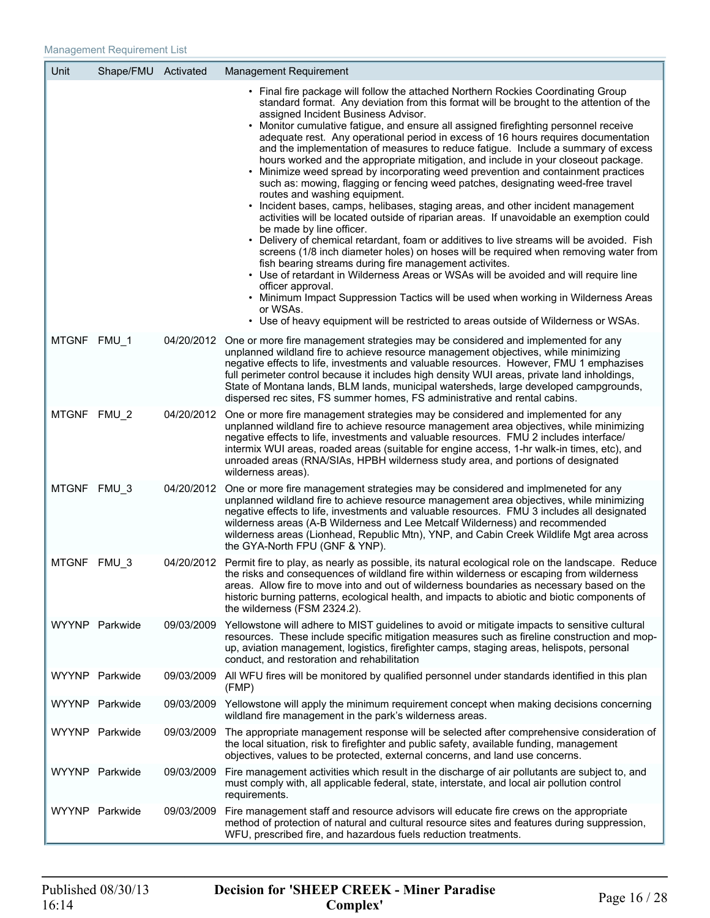Management Requirement List

| Unit | Shape/FMU | Activated | Management Requirement |
|---|---|---|---|
| | | | • Final fire package will follow the attached Northern Rockies Coordinating Group standard format. Any deviation from this format will be brought to the attention of the assigned Incident Business Advisor.<br>• Monitor cumulative fatigue, and ensure all assigned firefighting personnel receive adequate rest. Any operational period in excess of 16 hours requires documentation and the implementation of measures to reduce fatigue. Include a summary of excess hours worked and the appropriate mitigation, and include in your closeout package.<br>• Minimize weed spread by incorporating weed prevention and containment practices such as: mowing, flagging or fencing weed patches, designating weed-free travel routes and washing equipment.<br>• Incident bases, camps, helibases, staging areas, and other incident management activities will be located outside of riparian areas. If unavoidable an exemption could be made by line officer.<br>• Delivery of chemical retardant, foam or additives to live streams will be avoided. Fish screens (1/8 inch diameter holes) on hoses will be required when removing water from fish bearing streams during fire management activites.<br>• Use of retardant in Wilderness Areas or WSAs will be avoided and will require line officer approval.<br>• Minimum Impact Suppression Tactics will be used when working in Wilderness Areas or WSAs.<br>• Use of heavy equipment will be restricted to areas outside of Wilderness or WSAs. |
| MTGNF | FMU_1 | 04/20/2012 | One or more fire management strategies may be considered and implemented for any unplanned wildland fire to achieve resource management objectives, while minimizing negative effects to life, investments and valuable resources. However, FMU 1 emphasizes full perimeter control because it includes high density WUI areas, private land inholdings, State of Montana lands, BLM lands, municipal watersheds, large developed campgrounds, dispersed rec sites, FS summer homes, FS administrative and rental cabins. |
| MTGNF | FMU_2 | 04/20/2012 | One or more fire management strategies may be considered and implemented for any unplanned wildland fire to achieve resource management area objectives, while minimizing negative effects to life, investments and valuable resources. FMU 2 includes interface/ intermix WUI areas, roaded areas (suitable for engine access, 1-hr walk-in times, etc), and unroaded areas (RNA/SIAs, HPBH wilderness study area, and portions of designated wilderness areas). |
| MTGNF | FMU_3 | 04/20/2012 | One or more fire management strategies may be considered and implmeneted for any unplanned wildland fire to achieve resource management area objectives, while minimizing negative effects to life, investments and valuable resources. FMU 3 includes all designated wilderness areas (A-B Wilderness and Lee Metcalf Wilderness) and recommended wilderness areas (Lionhead, Republic Mtn), YNP, and Cabin Creek Wildlife Mgt area across the GYA-North FPU (GNF & YNP). |
| MTGNF | FMU_3 | 04/20/2012 | Permit fire to play, as nearly as possible, its natural ecological role on the landscape. Reduce the risks and consequences of wildland fire within wilderness or escaping from wilderness areas. Allow fire to move into and out of wilderness boundaries as necessary based on the historic burning patterns, ecological health, and impacts to abiotic and biotic components of the wilderness (FSM 2324.2). |
| WYYNP | Parkwide | 09/03/2009 | Yellowstone will adhere to MIST guidelines to avoid or mitigate impacts to sensitive cultural resources. These include specific mitigation measures such as fireline construction and mop-up, aviation management, logistics, firefighter camps, staging areas, helispots, personal conduct, and restoration and rehabilitation |
| WYYNP | Parkwide | 09/03/2009 | All WFU fires will be monitored by qualified personnel under standards identified in this plan (FMP) |
| WYYNP | Parkwide | 09/03/2009 | Yellowstone will apply the minimum requirement concept when making decisions concerning wildland fire management in the park's wilderness areas. |
| WYYNP | Parkwide | 09/03/2009 | The appropriate management response will be selected after comprehensive consideration of the local situation, risk to firefighter and public safety, available funding, management objectives, values to be protected, external concerns, and land use concerns. |
| WYYNP | Parkwide | 09/03/2009 | Fire management activities which result in the discharge of air pollutants are subject to, and must comply with, all applicable federal, state, interstate, and local air pollution control requirements. |
| WYYNP | Parkwide | 09/03/2009 | Fire management staff and resource advisors will educate fire crews on the appropriate method of protection of natural and cultural resource sites and features during suppression, WFU, prescribed fire, and hazardous fuels reduction treatments. |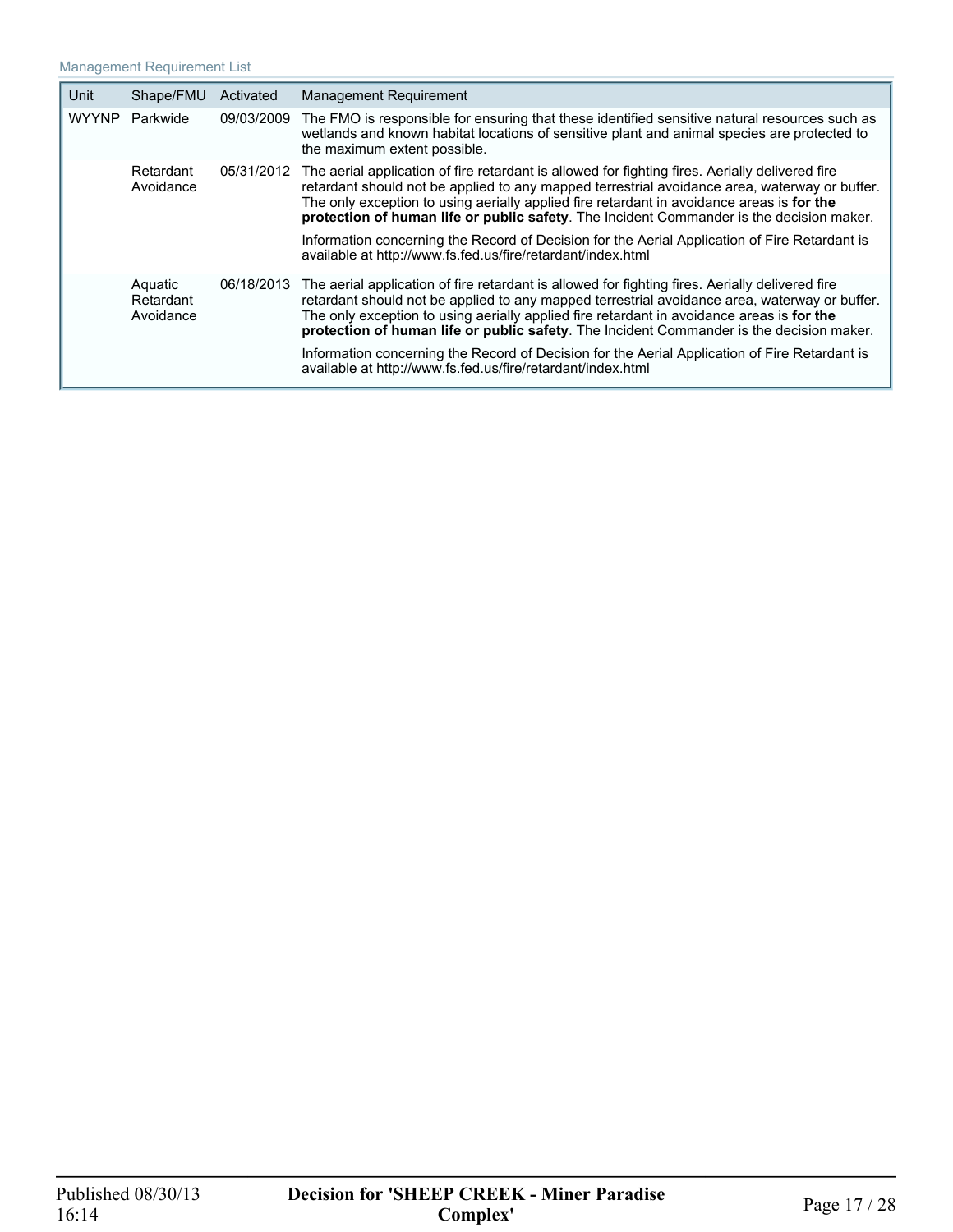Management Requirement List

| Unit | Shape/FMU | Activated | Management Requirement |
| --- | --- | --- | --- |
| WYYNP | Parkwide | 09/03/2009 | The FMO is responsible for ensuring that these identified sensitive natural resources such as wetlands and known habitat locations of sensitive plant and animal species are protected to the maximum extent possible. |
| | Retardant Avoidance | 05/31/2012 | The aerial application of fire retardant is allowed for fighting fires. Aerially delivered fire retardant should not be applied to any mapped terrestrial avoidance area, waterway or buffer. The only exception to using aerially applied fire retardant in avoidance areas is **for the protection of human life or public safety**. The Incident Commander is the decision maker.<br><br>Information concerning the Record of Decision for the Aerial Application of Fire Retardant is available at http://www.fs.fed.us/fire/retardant/index.html |
| | Aquatic Retardant Avoidance | 06/18/2013 | The aerial application of fire retardant is allowed for fighting fires. Aerially delivered fire retardant should not be applied to any mapped terrestrial avoidance area, waterway or buffer. The only exception to using aerially applied fire retardant in avoidance areas is **for the protection of human life or public safety**. The Incident Commander is the decision maker.<br><br>Information concerning the Record of Decision for the Aerial Application of Fire Retardant is available at http://www.fs.fed.us/fire/retardant/index.html |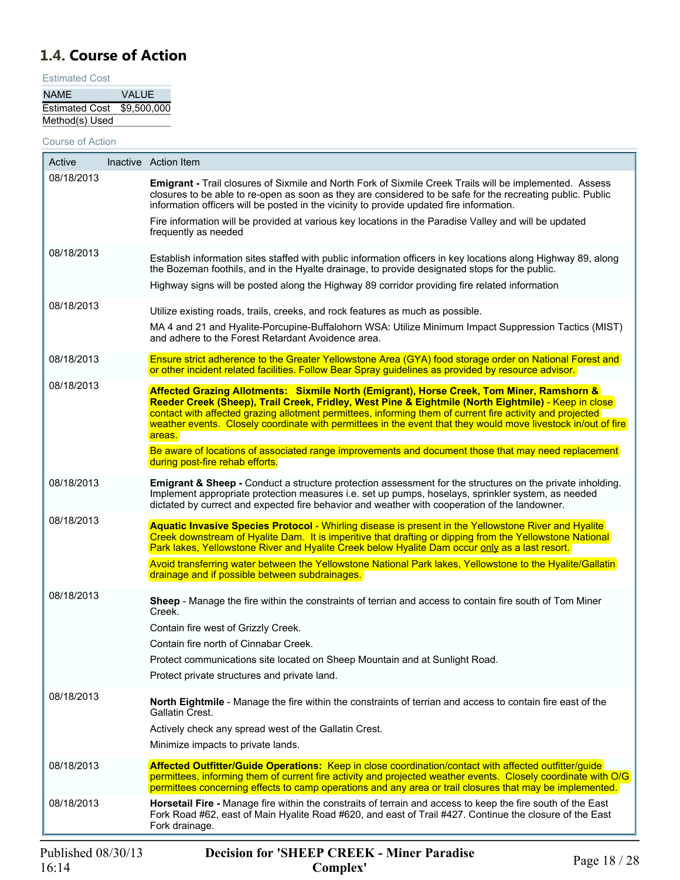## 1.4. Course of Action

Estimated Cost

| NAME | VALUE |
|---|---|
| Estimated Cost | $9,500,000 |
| Method(s) Used | |

Course of Action

| Active | Inactive | Action Item |
|---|---|---|
| 08/18/2013 | | **Emigrant -** Trail closures of Sixmile and North Fork of Sixmile Creek Trails will be implemented. Assess closures to be able to re-open as soon as they are considered to be safe for the recreating public. Public information officers will be posted in the vicinity to provide updated fire information.<br><br>Fire information will be provided at various key locations in the Paradise Valley and will be updated frequently as needed |
| 08/18/2013 | | Establish information sites staffed with public information officers in key locations along Highway 89, along the Bozeman foothils, and in the Hyalte drainage, to provide designated stops for the public.<br><br>Highway signs will be posted along the Highway 89 corridor providing fire related information |
| 08/18/2013 | | Utilize existing roads, trails, creeks, and rock features as much as possible.<br><br>MA 4 and 21 and Hyalite-Porcupine-Buffalohorn WSA: Utilize Minimum Impact Suppression Tactics (MIST) and adhere to the Forest Retardant Avoidence area. |
| 08/18/2013 | | Ensure strict adherence to the Greater Yellowstone Area (GYA) food storage order on National Forest and or other incident related facilities. Follow Bear Spray guidelines as provided by resource advisor. |
| 08/18/2013 | | **Affected Grazing Allotments: Sixmile North (Emigrant), Horse Creek, Tom Miner, Ramshorn & Reeder Creek (Sheep), Trail Creek, Fridley, West Pine & Eightmile (North Eightmile)** - Keep in close contact with affected grazing allotment permittees, informing them of current fire activity and projected weather events. Closely coordinate with permittees in the event that they would move livestock in/out of fire areas.<br><br>Be aware of locations of associated range improvements and document those that may need replacement during post-fire rehab efforts. |
| 08/18/2013 | | **Emigrant & Sheep -** Conduct a structure protection assessment for the structures on the private inholding. Implement appropriate protection measures i.e. set up pumps, hoselays, sprinkler system, as needed dictated by currect and expected fire behavior and weather with cooperation of the landowner. |
| 08/18/2013 | | **Aquatic Invasive Species Protocol** - Whirling disease is present in the Yellowstone River and Hyalite Creek downstream of Hyalite Dam. It is imperitive that drafting or dipping from the Yellowstone National Park lakes, Yellowstone River and Hyalite Creek below Hyalite Dam occur only as a last resort.<br><br>Avoid transferring water between the Yellowstone National Park lakes, Yellowstone to the Hyalite/Gallatin drainage and if possible between subdrainages. |
| 08/18/2013 | | **Sheep** - Manage the fire within the constraints of terrian and access to contain fire south of Tom Miner Creek.<br><br>Contain fire west of Grizzly Creek.<br><br>Contain fire north of Cinnabar Creek.<br><br>Protect communications site located on Sheep Mountain and at Sunlight Road.<br><br>Protect private structures and private land. |
| 08/18/2013 | | **North Eightmile** - Manage the fire within the constraints of terrian and access to contain fire east of the Gallatin Crest.<br><br>Actively check any spread west of the Gallatin Crest.<br><br>Minimize impacts to private lands. |
| 08/18/2013 | | **Affected Outfitter/Guide Operations:** Keep in close coordination/contact with affected outfitter/guide permittees, informing them of current fire activity and projected weather events. Closely coordinate with O/G permittees concerning effects to camp operations and any area or trail closures that may be implemented. |
| 08/18/2013 | | **Horsetail Fire -** Manage fire within the constraits of terrain and access to keep the fire south of the East Fork Road #62, east of Main Hyalite Road #620, and east of Trail #427. Continue the closure of the East Fork drainage. |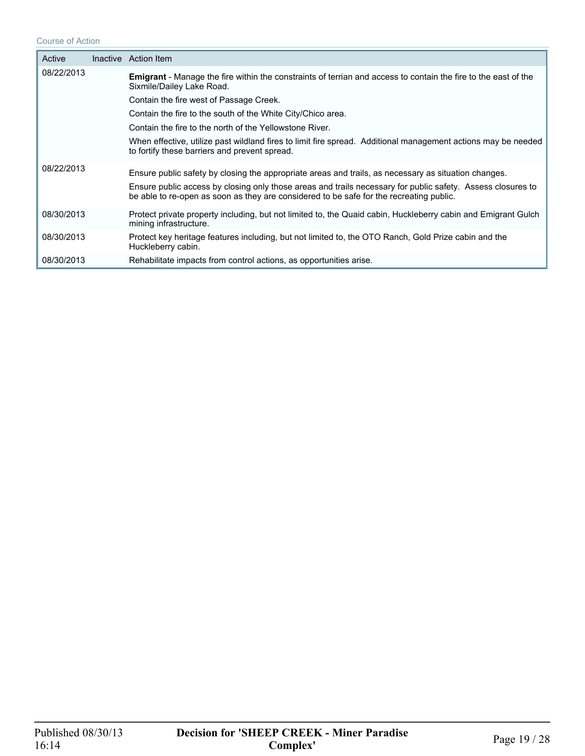Course of Action

| Active | Inactive | Action Item |
|---|---|---|
| 08/22/2013 | | **Emigrant** - Manage the fire within the constraints of terrian and access to contain the fire to the east of the Sixmile/Dailey Lake Road.<br>Contain the fire west of Passage Creek.<br>Contain the fire to the south of the White City/Chico area.<br>Contain the fire to the north of the Yellowstone River.<br>When effective, utilize past wildland fires to limit fire spread. Additional management actions may be needed to fortify these barriers and prevent spread. |
| 08/22/2013 | | Ensure public safety by closing the appropriate areas and trails, as necessary as situation changes.<br>Ensure public access by closing only those areas and trails necessary for public safety. Assess closures to be able to re-open as soon as they are considered to be safe for the recreating public. |
| 08/30/2013 | | Protect private property including, but not limited to, the Quaid cabin, Huckleberry cabin and Emigrant Gulch mining infrastructure. |
| 08/30/2013 | | Protect key heritage features including, but not limited to, the OTO Ranch, Gold Prize cabin and the Huckleberry cabin. |
| 08/30/2013 | | Rehabilitate impacts from control actions, as opportunities arise. |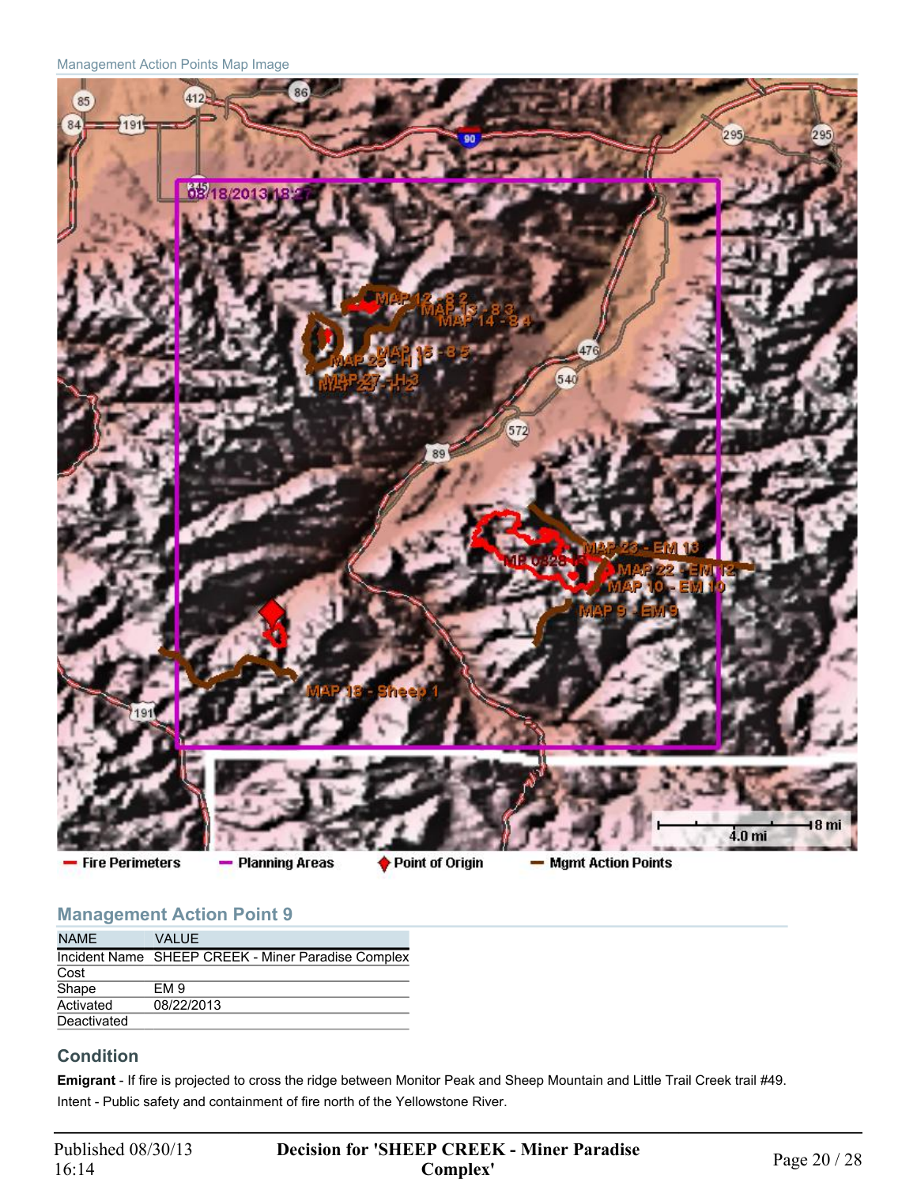Management Action Points Map Image

Fire Perimeters   Planning Areas   Point of Origin   Mgmt Action Points

## Management Action Point 9

| NAME | VALUE |
|---|---|
| Incident Name | SHEEP CREEK - Miner Paradise Complex |
| Cost | |
| Shape | EM 9 |
| Activated | 08/22/2013 |
| Deactivated | |

## Condition

**Emigrant** - If fire is projected to cross the ridge between Monitor Peak and Sheep Mountain and Little Trail Creek trail #49.

Intent - Public safety and containment of fire north of the Yellowstone River.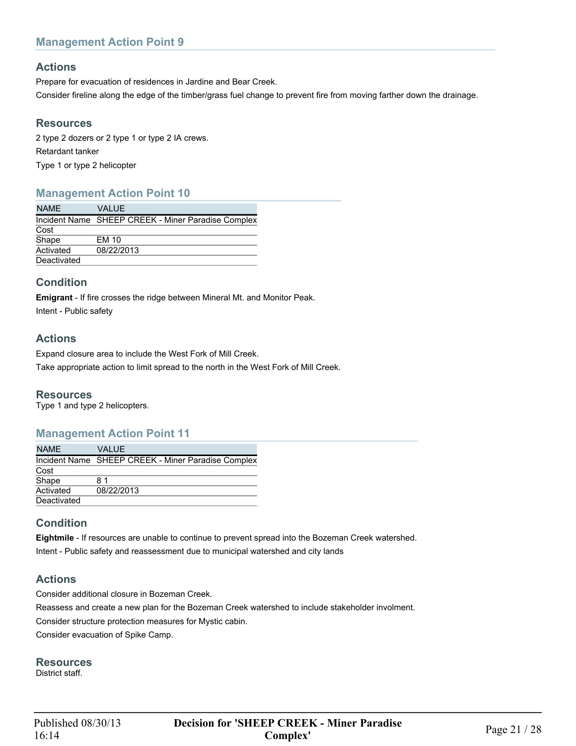## Management Action Point 9

### Actions

Prepare for evacuation of residences in Jardine and Bear Creek.

Consider fireline along the edge of the timber/grass fuel change to prevent fire from moving farther down the drainage.

### Resources

2 type 2 dozers or 2 type 1 or type 2 IA crews.

Retardant tanker

Type 1 or type 2 helicopter

## Management Action Point 10

| NAME | VALUE |
|---|---|
| Incident Name | SHEEP CREEK - Miner Paradise Complex |
| Cost | |
| Shape | EM 10 |
| Activated | 08/22/2013 |
| Deactivated | |

### Condition

**Emigrant** - If fire crosses the ridge between Mineral Mt. and Monitor Peak.

Intent - Public safety

### Actions

Expand closure area to include the West Fork of Mill Creek.

Take appropriate action to limit spread to the north in the West Fork of Mill Creek.

### Resources

Type 1 and type 2 helicopters.

## Management Action Point 11

| NAME | VALUE |
|---|---|
| Incident Name | SHEEP CREEK - Miner Paradise Complex |
| Cost | |
| Shape | 8 1 |
| Activated | 08/22/2013 |
| Deactivated | |

### Condition

**Eightmile** - If resources are unable to continue to prevent spread into the Bozeman Creek watershed.

Intent - Public safety and reassessment due to municipal watershed and city lands

### Actions

Consider additional closure in Bozeman Creek.

Reassess and create a new plan for the Bozeman Creek watershed to include stakeholder involment.

Consider structure protection measures for Mystic cabin.

Consider evacuation of Spike Camp.

### Resources

District staff.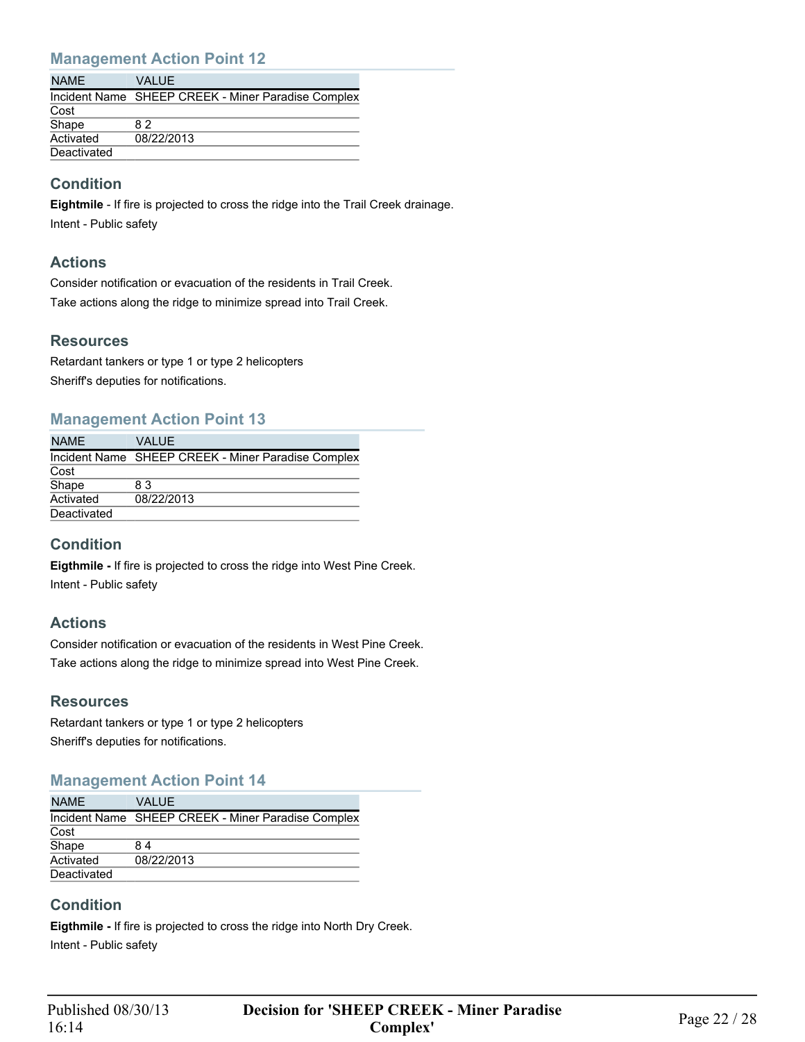## Management Action Point 12

| NAME | VALUE |
|---|---|
| Incident Name | SHEEP CREEK - Miner Paradise Complex |
| Cost | |
| Shape | 8 2 |
| Activated | 08/22/2013 |
| Deactivated | |

### Condition

**Eightmile** - If fire is projected to cross the ridge into the Trail Creek drainage.

Intent - Public safety

### Actions

Consider notification or evacuation of the residents in Trail Creek.

Take actions along the ridge to minimize spread into Trail Creek.

### Resources

Retardant tankers or type 1 or type 2 helicopters

Sheriff's deputies for notifications.

## Management Action Point 13

| NAME | VALUE |
|---|---|
| Incident Name | SHEEP CREEK - Miner Paradise Complex |
| Cost | |
| Shape | 8 3 |
| Activated | 08/22/2013 |
| Deactivated | |

### Condition

**Eigthmile -** If fire is projected to cross the ridge into West Pine Creek.

Intent - Public safety

### Actions

Consider notification or evacuation of the residents in West Pine Creek.

Take actions along the ridge to minimize spread into West Pine Creek.

### Resources

Retardant tankers or type 1 or type 2 helicopters

Sheriff's deputies for notifications.

## Management Action Point 14

| NAME | VALUE |
|---|---|
| Incident Name | SHEEP CREEK - Miner Paradise Complex |
| Cost | |
| Shape | 8 4 |
| Activated | 08/22/2013 |
| Deactivated | |

### Condition

**Eigthmile -** If fire is projected to cross the ridge into North Dry Creek.

Intent - Public safety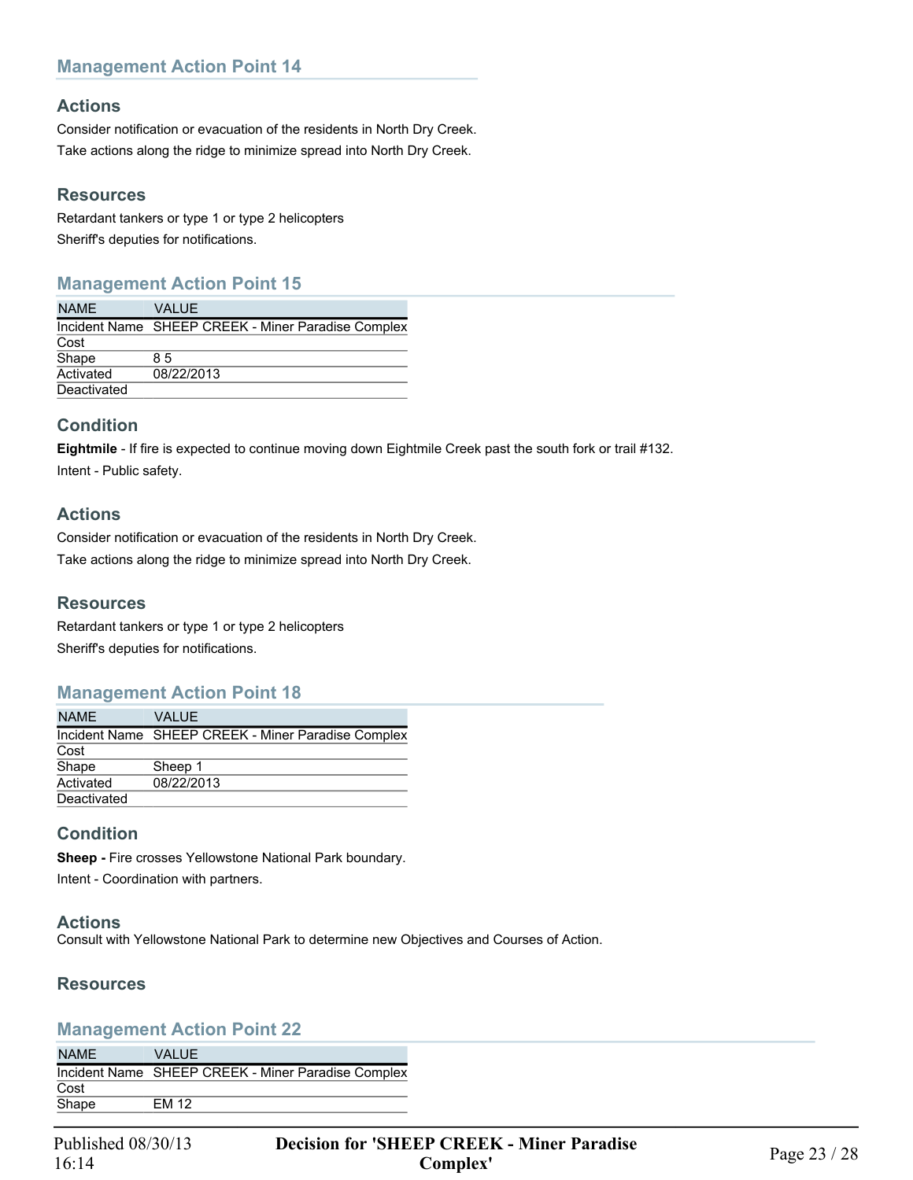## Management Action Point 14

### Actions

Consider notification or evacuation of the residents in North Dry Creek.

Take actions along the ridge to minimize spread into North Dry Creek.

### Resources

Retardant tankers or type 1 or type 2 helicopters

Sheriff's deputies for notifications.

## Management Action Point 15

| NAME | VALUE |
|---|---|
| Incident Name | SHEEP CREEK - Miner Paradise Complex |
| Cost | |
| Shape | 8 5 |
| Activated | 08/22/2013 |
| Deactivated | |

### Condition

**Eightmile** - If fire is expected to continue moving down Eightmile Creek past the south fork or trail #132.

Intent - Public safety.

### Actions

Consider notification or evacuation of the residents in North Dry Creek.

Take actions along the ridge to minimize spread into North Dry Creek.

### Resources

Retardant tankers or type 1 or type 2 helicopters

Sheriff's deputies for notifications.

## Management Action Point 18

| NAME | VALUE |
|---|---|
| Incident Name | SHEEP CREEK - Miner Paradise Complex |
| Cost | |
| Shape | Sheep 1 |
| Activated | 08/22/2013 |
| Deactivated | |

### Condition

**Sheep -** Fire crosses Yellowstone National Park boundary.

Intent - Coordination with partners.

### Actions

Consult with Yellowstone National Park to determine new Objectives and Courses of Action.

### Resources

## Management Action Point 22

| NAME | VALUE |
|---|---|
| Incident Name | SHEEP CREEK - Miner Paradise Complex |
| Cost | |
| Shape | EM 12 |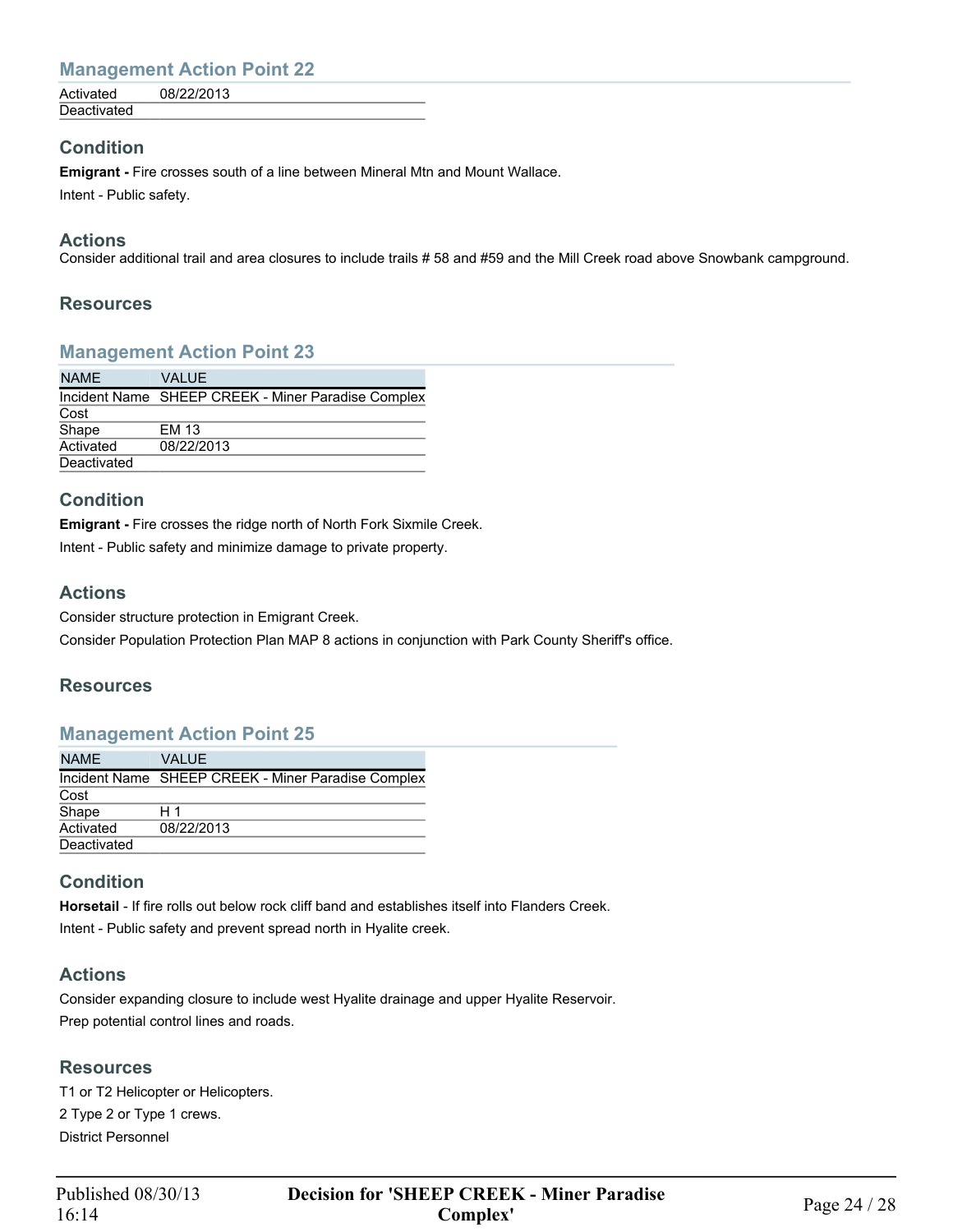## Management Action Point 22

| | |
|---|---|
| Activated | 08/22/2013 |
| Deactivated | |

### Condition

**Emigrant -** Fire crosses south of a line between Mineral Mtn and Mount Wallace.

Intent - Public safety.

### Actions

Consider additional trail and area closures to include trails # 58 and #59 and the Mill Creek road above Snowbank campground.

### Resources

## Management Action Point 23

| NAME | VALUE |
|---|---|
| Incident Name | SHEEP CREEK - Miner Paradise Complex |
| Cost | |
| Shape | EM 13 |
| Activated | 08/22/2013 |
| Deactivated | |

### Condition

**Emigrant -** Fire crosses the ridge north of North Fork Sixmile Creek.

Intent - Public safety and minimize damage to private property.

### Actions

Consider structure protection in Emigrant Creek.

Consider Population Protection Plan MAP 8 actions in conjunction with Park County Sheriff's office.

### Resources

## Management Action Point 25

| NAME | VALUE |
|---|---|
| Incident Name | SHEEP CREEK - Miner Paradise Complex |
| Cost | |
| Shape | H 1 |
| Activated | 08/22/2013 |
| Deactivated | |

### Condition

**Horsetail** - If fire rolls out below rock cliff band and establishes itself into Flanders Creek.

Intent - Public safety and prevent spread north in Hyalite creek.

### Actions

Consider expanding closure to include west Hyalite drainage and upper Hyalite Reservoir.

Prep potential control lines and roads.

### Resources

T1 or T2 Helicopter or Helicopters.

2 Type 2 or Type 1 crews.

District Personnel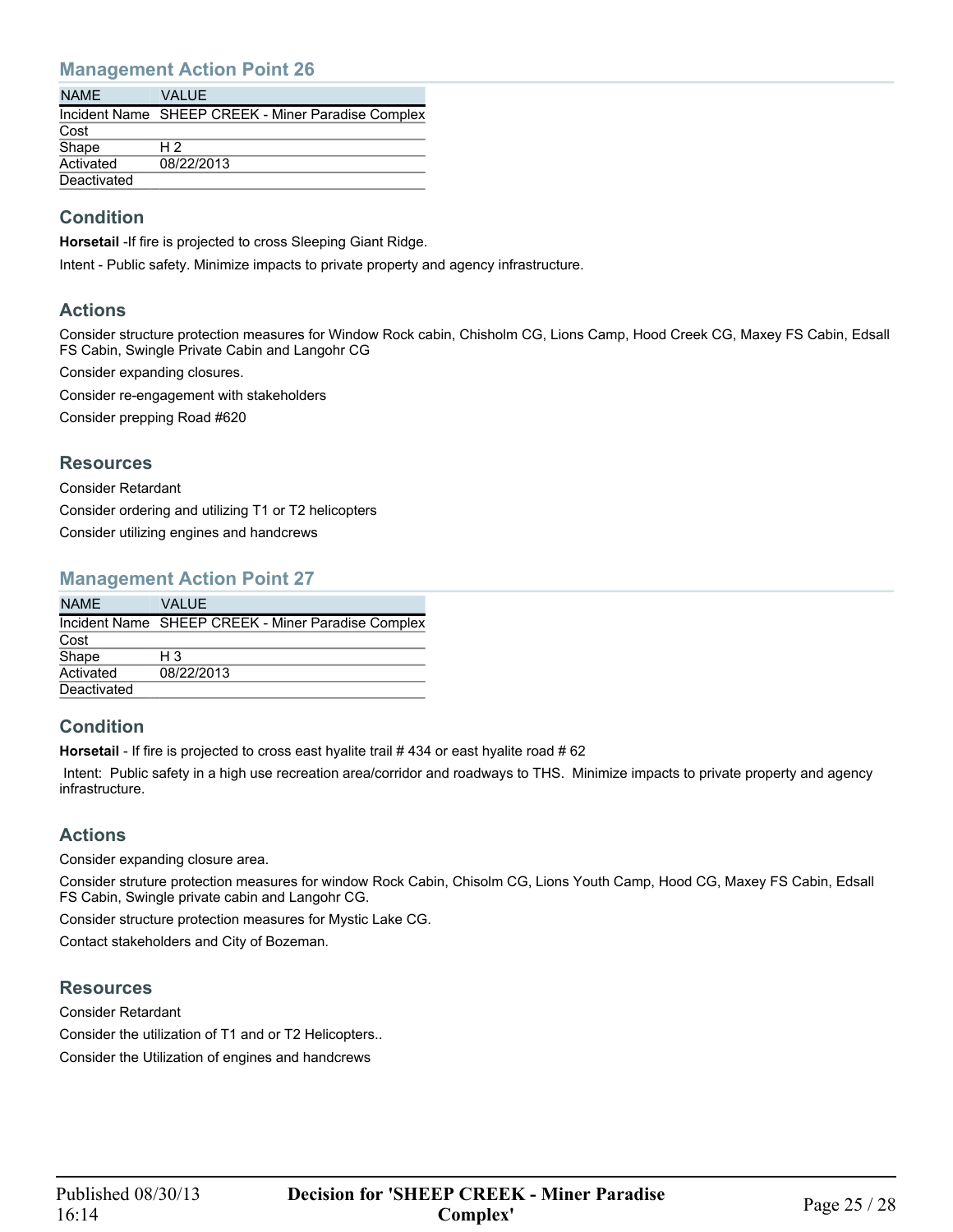## Management Action Point 26

| NAME | VALUE |
|---|---|
| Incident Name | SHEEP CREEK - Miner Paradise Complex |
| Cost | |
| Shape | H 2 |
| Activated | 08/22/2013 |
| Deactivated | |

### Condition

**Horsetail** -If fire is projected to cross Sleeping Giant Ridge.

Intent - Public safety. Minimize impacts to private property and agency infrastructure.

### Actions

Consider structure protection measures for Window Rock cabin, Chisholm CG, Lions Camp, Hood Creek CG, Maxey FS Cabin, Edsall FS Cabin, Swingle Private Cabin and Langohr CG

Consider expanding closures.

Consider re-engagement with stakeholders

Consider prepping Road #620

### Resources

Consider Retardant

Consider ordering and utilizing T1 or T2 helicopters

Consider utilizing engines and handcrews

## Management Action Point 27

| NAME | VALUE |
|---|---|
| Incident Name | SHEEP CREEK - Miner Paradise Complex |
| Cost | |
| Shape | H 3 |
| Activated | 08/22/2013 |
| Deactivated | |

### Condition

**Horsetail** - If fire is projected to cross east hyalite trail # 434 or east hyalite road # 62

Intent: Public safety in a high use recreation area/corridor and roadways to THS. Minimize impacts to private property and agency infrastructure.

### Actions

Consider expanding closure area.

Consider struture protection measures for window Rock Cabin, Chisolm CG, Lions Youth Camp, Hood CG, Maxey FS Cabin, Edsall FS Cabin, Swingle private cabin and Langohr CG.

Consider structure protection measures for Mystic Lake CG.

Contact stakeholders and City of Bozeman.

### Resources

Consider Retardant

Consider the utilization of T1 and or T2 Helicopters..

Consider the Utilization of engines and handcrews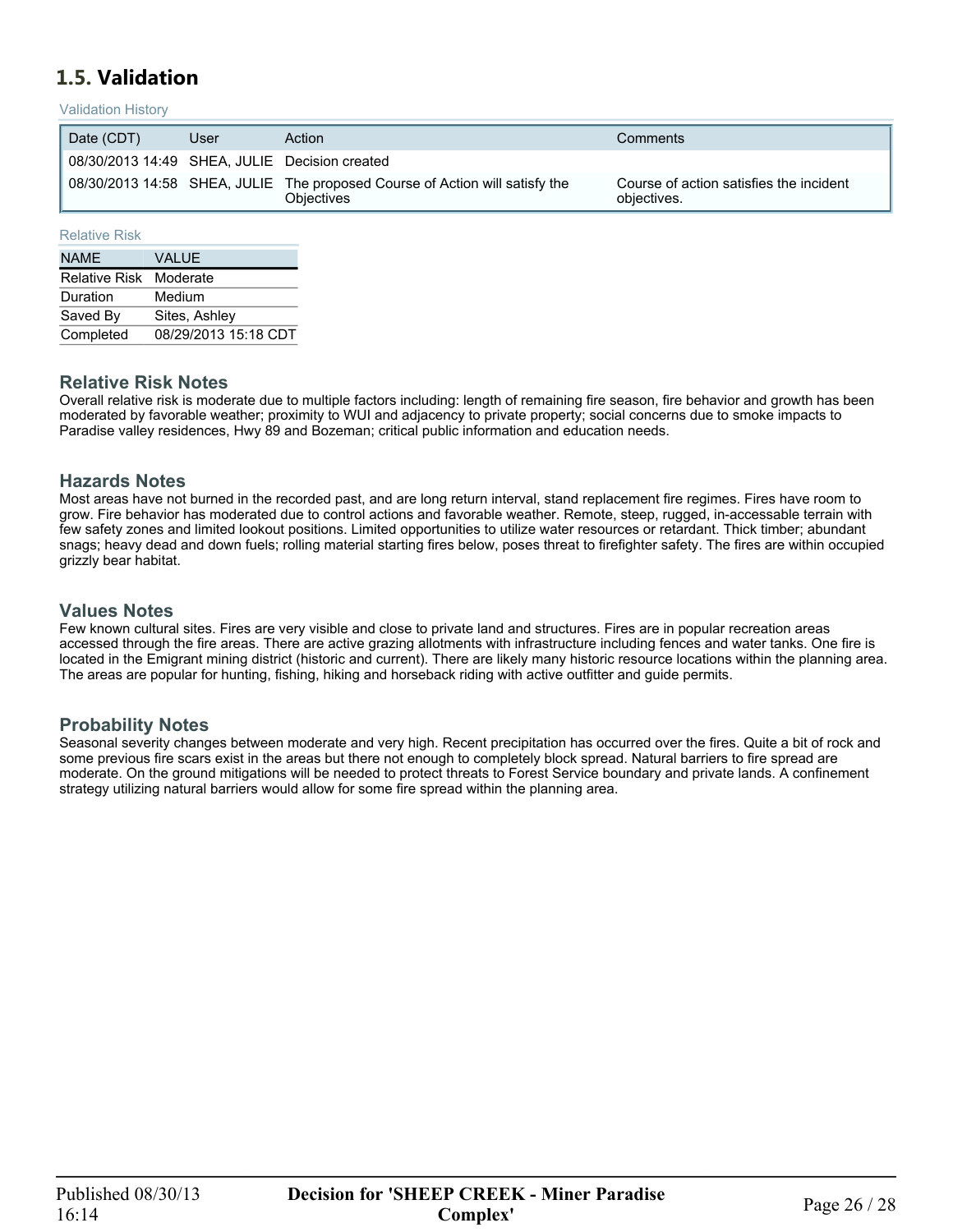## 1.5. Validation

Validation History

| Date (CDT) | User | Action | Comments |
|---|---|---|---|
| 08/30/2013 14:49 | SHEA, JULIE | Decision created | |
| 08/30/2013 14:58 | SHEA, JULIE | The proposed Course of Action will satisfy the Objectives | Course of action satisfies the incident objectives. |

Relative Risk

| NAME | VALUE |
|---|---|
| Relative Risk | Moderate |
| Duration | Medium |
| Saved By | Sites, Ashley |
| Completed | 08/29/2013 15:18 CDT |

### Relative Risk Notes

Overall relative risk is moderate due to multiple factors including: length of remaining fire season, fire behavior and growth has been moderated by favorable weather; proximity to WUI and adjacency to private property; social concerns due to smoke impacts to Paradise valley residences, Hwy 89 and Bozeman; critical public information and education needs.

### Hazards Notes

Most areas have not burned in the recorded past, and are long return interval, stand replacement fire regimes. Fires have room to grow. Fire behavior has moderated due to control actions and favorable weather. Remote, steep, rugged, in-accessable terrain with few safety zones and limited lookout positions. Limited opportunities to utilize water resources or retardant. Thick timber; abundant snags; heavy dead and down fuels; rolling material starting fires below, poses threat to firefighter safety. The fires are within occupied grizzly bear habitat.

### Values Notes

Few known cultural sites. Fires are very visible and close to private land and structures. Fires are in popular recreation areas accessed through the fire areas. There are active grazing allotments with infrastructure including fences and water tanks. One fire is located in the Emigrant mining district (historic and current). There are likely many historic resource locations within the planning area. The areas are popular for hunting, fishing, hiking and horseback riding with active outfitter and guide permits.

### Probability Notes

Seasonal severity changes between moderate and very high. Recent precipitation has occurred over the fires. Quite a bit of rock and some previous fire scars exist in the areas but there not enough to completely block spread. Natural barriers to fire spread are moderate. On the ground mitigations will be needed to protect threats to Forest Service boundary and private lands. A confinement strategy utilizing natural barriers would allow for some fire spread within the planning area.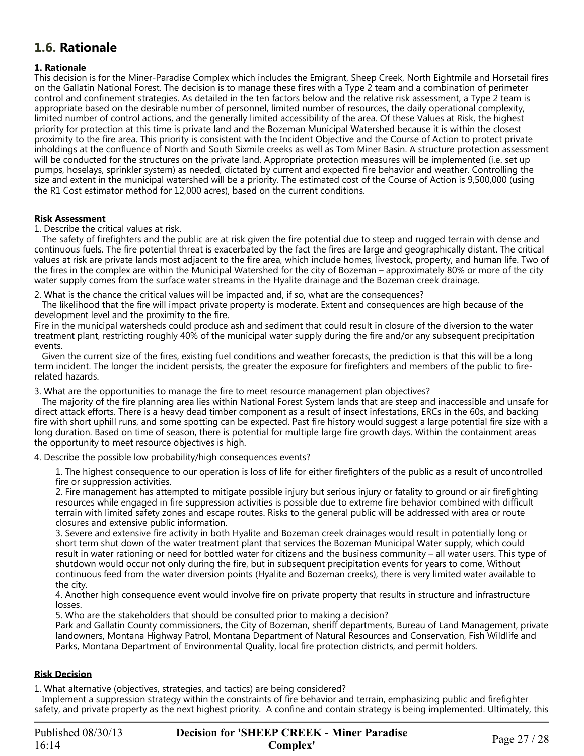## 1.6. Rationale

**1. Rationale**

This decision is for the Miner-Paradise Complex which includes the Emigrant, Sheep Creek, North Eightmile and Horsetail fires on the Gallatin National Forest. The decision is to manage these fires with a Type 2 team and a combination of perimeter control and confinement strategies. As detailed in the ten factors below and the relative risk assessment, a Type 2 team is appropriate based on the desirable number of personnel, limited number of resources, the daily operational complexity, limited number of control actions, and the generally limited accessibility of the area. Of these Values at Risk, the highest priority for protection at this time is private land and the Bozeman Municipal Watershed because it is within the closest proximity to the fire area. This priority is consistent with the Incident Objective and the Course of Action to protect private inholdings at the confluence of North and South Sixmile creeks as well as Tom Miner Basin. A structure protection assessment will be conducted for the structures on the private land. Appropriate protection measures will be implemented (i.e. set up pumps, hoselays, sprinkler system) as needed, dictated by current and expected fire behavior and weather. Controlling the size and extent in the municipal watershed will be a priority. The estimated cost of the Course of Action is 9,500,000 (using the R1 Cost estimator method for 12,000 acres), based on the current conditions.

**Risk Assessment**

1. Describe the critical values at risk.

The safety of firefighters and the public are at risk given the fire potential due to steep and rugged terrain with dense and continuous fuels. The fire potential threat is exacerbated by the fact the fires are large and geographically distant. The critical values at risk are private lands most adjacent to the fire area, which include homes, livestock, property, and human life. Two of the fires in the complex are within the Municipal Watershed for the city of Bozeman – approximately 80% or more of the city water supply comes from the surface water streams in the Hyalite drainage and the Bozeman creek drainage.

2. What is the chance the critical values will be impacted and, if so, what are the consequences?

The likelihood that the fire will impact private property is moderate. Extent and consequences are high because of the development level and the proximity to the fire.
Fire in the municipal watersheds could produce ash and sediment that could result in closure of the diversion to the water treatment plant, restricting roughly 40% of the municipal water supply during the fire and/or any subsequent precipitation events.

Given the current size of the fires, existing fuel conditions and weather forecasts, the prediction is that this will be a long term incident. The longer the incident persists, the greater the exposure for firefighters and members of the public to fire-related hazards.

3. What are the opportunities to manage the fire to meet resource management plan objectives?

The majority of the fire planning area lies within National Forest System lands that are steep and inaccessible and unsafe for direct attack efforts. There is a heavy dead timber component as a result of insect infestations, ERCs in the 60s, and backing fire with short uphill runs, and some spotting can be expected. Past fire history would suggest a large potential fire size with a long duration. Based on time of season, there is potential for multiple large fire growth days. Within the containment areas the opportunity to meet resource objectives is high.

4. Describe the possible low probability/high consequences events?

1. The highest consequence to our operation is loss of life for either firefighters of the public as a result of uncontrolled fire or suppression activities.
2. Fire management has attempted to mitigate possible injury but serious injury or fatality to ground or air firefighting resources while engaged in fire suppression activities is possible due to extreme fire behavior combined with difficult terrain with limited safety zones and escape routes. Risks to the general public will be addressed with area or route closures and extensive public information.
3. Severe and extensive fire activity in both Hyalite and Bozeman creek drainages would result in potentially long or short term shut down of the water treatment plant that services the Bozeman Municipal Water supply, which could result in water rationing or need for bottled water for citizens and the business community – all water users. This type of shutdown would occur not only during the fire, but in subsequent precipitation events for years to come. Without continuous feed from the water diversion points (Hyalite and Bozeman creeks), there is very limited water available to the city.
4. Another high consequence event would involve fire on private property that results in structure and infrastructure losses.
5. Who are the stakeholders that should be consulted prior to making a decision?
Park and Gallatin County commissioners, the City of Bozeman, sheriff departments, Bureau of Land Management, private landowners, Montana Highway Patrol, Montana Department of Natural Resources and Conservation, Fish Wildlife and Parks, Montana Department of Environmental Quality, local fire protection districts, and permit holders.

**Risk Decision**

1. What alternative (objectives, strategies, and tactics) are being considered?

Implement a suppression strategy within the constraints of fire behavior and terrain, emphasizing public and firefighter safety, and private property as the next highest priority. A confine and contain strategy is being implemented. Ultimately, this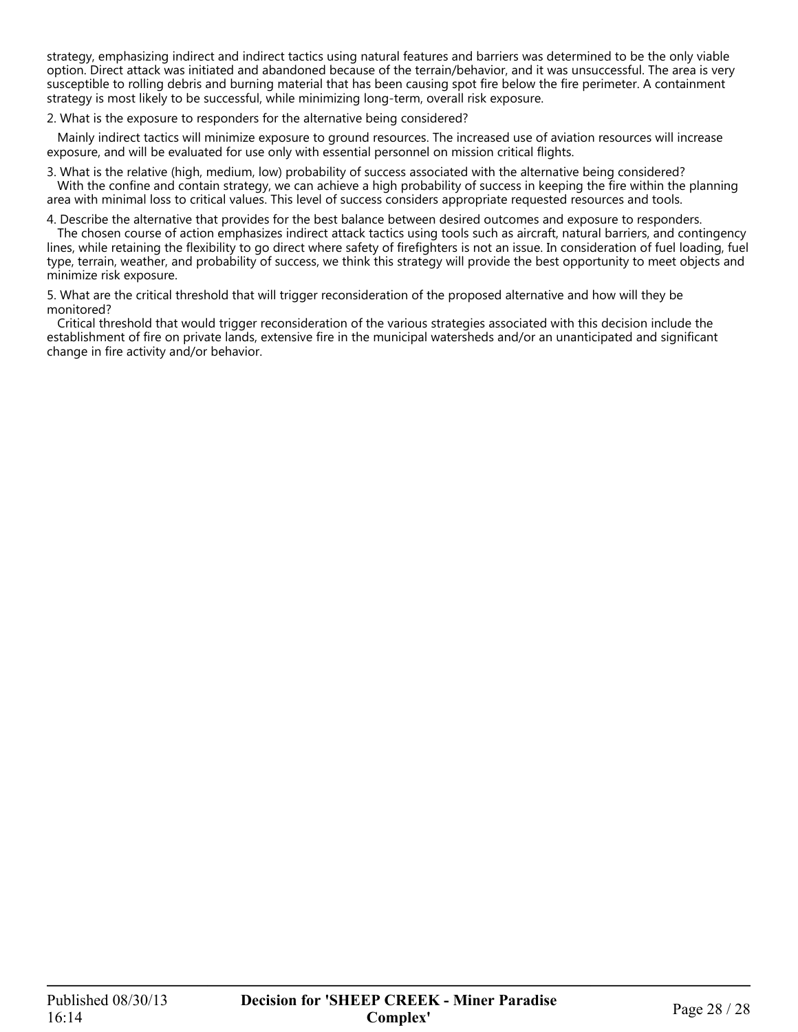strategy, emphasizing indirect and indirect tactics using natural features and barriers was determined to be the only viable option. Direct attack was initiated and abandoned because of the terrain/behavior, and it was unsuccessful. The area is very susceptible to rolling debris and burning material that has been causing spot fire below the fire perimeter. A containment strategy is most likely to be successful, while minimizing long-term, overall risk exposure.

2. What is the exposure to responders for the alternative being considered?

Mainly indirect tactics will minimize exposure to ground resources. The increased use of aviation resources will increase exposure, and will be evaluated for use only with essential personnel on mission critical flights.

3. What is the relative (high, medium, low) probability of success associated with the alternative being considered?

With the confine and contain strategy, we can achieve a high probability of success in keeping the fire within the planning area with minimal loss to critical values. This level of success considers appropriate requested resources and tools.

4. Describe the alternative that provides for the best balance between desired outcomes and exposure to responders.

The chosen course of action emphasizes indirect attack tactics using tools such as aircraft, natural barriers, and contingency lines, while retaining the flexibility to go direct where safety of firefighters is not an issue. In consideration of fuel loading, fuel type, terrain, weather, and probability of success, we think this strategy will provide the best opportunity to meet objects and minimize risk exposure.

5. What are the critical threshold that will trigger reconsideration of the proposed alternative and how will they be monitored?

Critical threshold that would trigger reconsideration of the various strategies associated with this decision include the establishment of fire on private lands, extensive fire in the municipal watersheds and/or an unanticipated and significant change in fire activity and/or behavior.